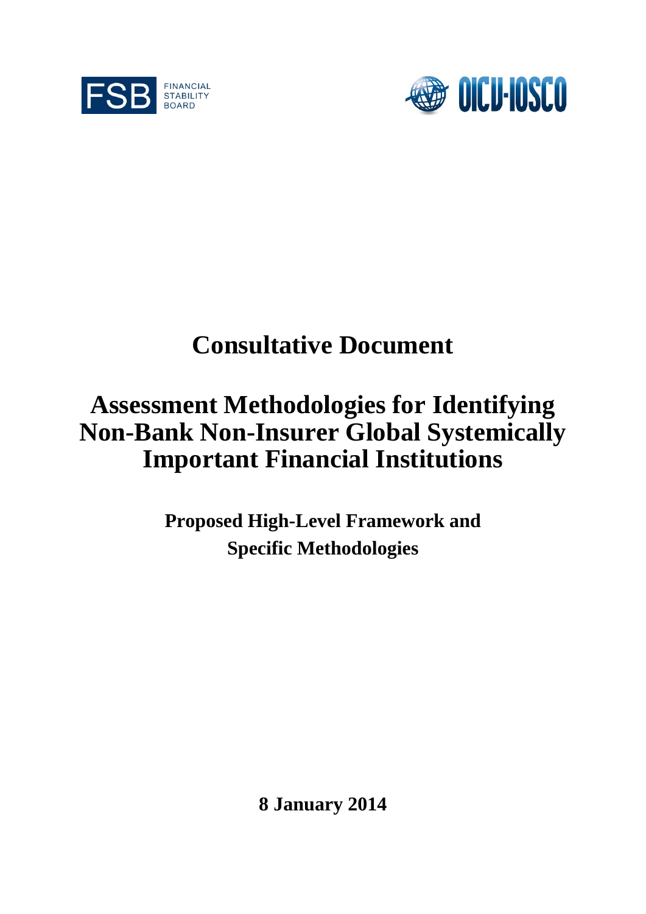FSB FINANCIAL STABILITY BOARD

OICU-IOSCO

# Consultative Document

# Assessment Methodologies for Identifying Non-Bank Non-Insurer Global Systemically Important Financial Institutions

## Proposed High-Level Framework and Specific Methodologies

**8 January 2014**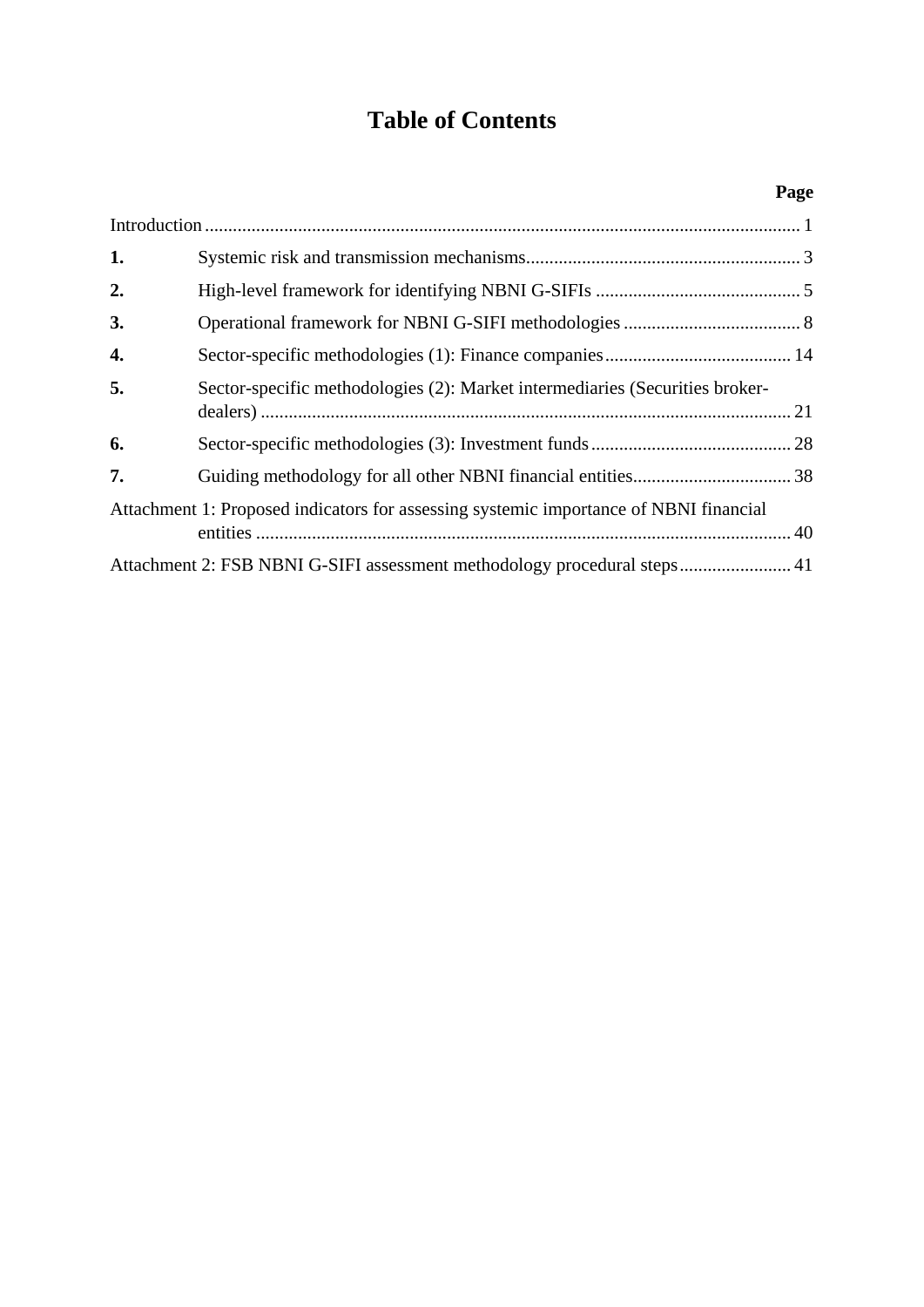# Table of Contents

| | | Page |
|---|---|---|
| Introduction | | 1 |
| **1.** | Systemic risk and transmission mechanisms | 3 |
| **2.** | High-level framework for identifying NBNI G-SIFIs | 5 |
| **3.** | Operational framework for NBNI G-SIFI methodologies | 8 |
| **4.** | Sector-specific methodologies (1): Finance companies | 14 |
| **5.** | Sector-specific methodologies (2): Market intermediaries (Securities broker-dealers) | 21 |
| **6.** | Sector-specific methodologies (3): Investment funds | 28 |
| **7.** | Guiding methodology for all other NBNI financial entities | 38 |
| Attachment 1: Proposed indicators for assessing systemic importance of NBNI financial entities | | 40 |
| Attachment 2: FSB NBNI G-SIFI assessment methodology procedural steps | | 41 |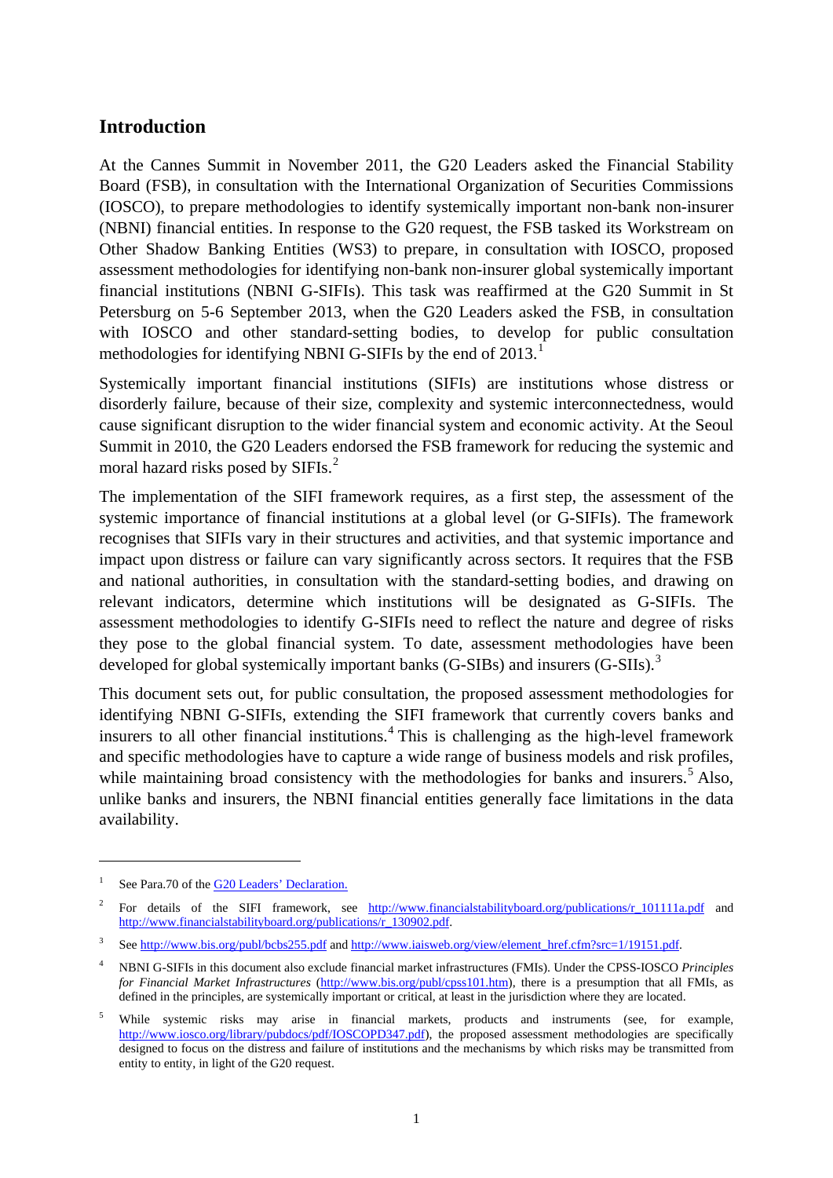## Introduction

At the Cannes Summit in November 2011, the G20 Leaders asked the Financial Stability Board (FSB), in consultation with the International Organization of Securities Commissions (IOSCO), to prepare methodologies to identify systemically important non-bank non-insurer (NBNI) financial entities. In response to the G20 request, the FSB tasked its Workstream on Other Shadow Banking Entities (WS3) to prepare, in consultation with IOSCO, proposed assessment methodologies for identifying non-bank non-insurer global systemically important financial institutions (NBNI G-SIFIs). This task was reaffirmed at the G20 Summit in St Petersburg on 5-6 September 2013, when the G20 Leaders asked the FSB, in consultation with IOSCO and other standard-setting bodies, to develop for public consultation methodologies for identifying NBNI G-SIFIs by the end of 2013.[1]

Systemically important financial institutions (SIFIs) are institutions whose distress or disorderly failure, because of their size, complexity and systemic interconnectedness, would cause significant disruption to the wider financial system and economic activity. At the Seoul Summit in 2010, the G20 Leaders endorsed the FSB framework for reducing the systemic and moral hazard risks posed by SIFIs.[2]

The implementation of the SIFI framework requires, as a first step, the assessment of the systemic importance of financial institutions at a global level (or G-SIFIs). The framework recognises that SIFIs vary in their structures and activities, and that systemic importance and impact upon distress or failure can vary significantly across sectors. It requires that the FSB and national authorities, in consultation with the standard-setting bodies, and drawing on relevant indicators, determine which institutions will be designated as G-SIFIs. The assessment methodologies to identify G-SIFIs need to reflect the nature and degree of risks they pose to the global financial system. To date, assessment methodologies have been developed for global systemically important banks (G-SIBs) and insurers (G-SIIs).[3]

This document sets out, for public consultation, the proposed assessment methodologies for identifying NBNI G-SIFIs, extending the SIFI framework that currently covers banks and insurers to all other financial institutions.[4] This is challenging as the high-level framework and specific methodologies have to capture a wide range of business models and risk profiles, while maintaining broad consistency with the methodologies for banks and insurers.[5] Also, unlike banks and insurers, the NBNI financial entities generally face limitations in the data availability.

---

[1] See Para.70 of the G20 Leaders' Declaration.

[2] For details of the SIFI framework, see http://www.financialstabilityboard.org/publications/r_101111a.pdf and http://www.financialstabilityboard.org/publications/r_130902.pdf.

[3] See http://www.bis.org/publ/bcbs255.pdf and http://www.iaisweb.org/view/element_href.cfm?src=1/19151.pdf.

[4] NBNI G-SIFIs in this document also exclude financial market infrastructures (FMIs). Under the CPSS-IOSCO *Principles for Financial Market Infrastructures* (http://www.bis.org/publ/cpss101.htm), there is a presumption that all FMIs, as defined in the principles, are systemically important or critical, at least in the jurisdiction where they are located.

[5] While systemic risks may arise in financial markets, products and instruments (see, for example, http://www.iosco.org/library/pubdocs/pdf/IOSCOPD347.pdf), the proposed assessment methodologies are specifically designed to focus on the distress and failure of institutions and the mechanisms by which risks may be transmitted from entity to entity, in light of the G20 request.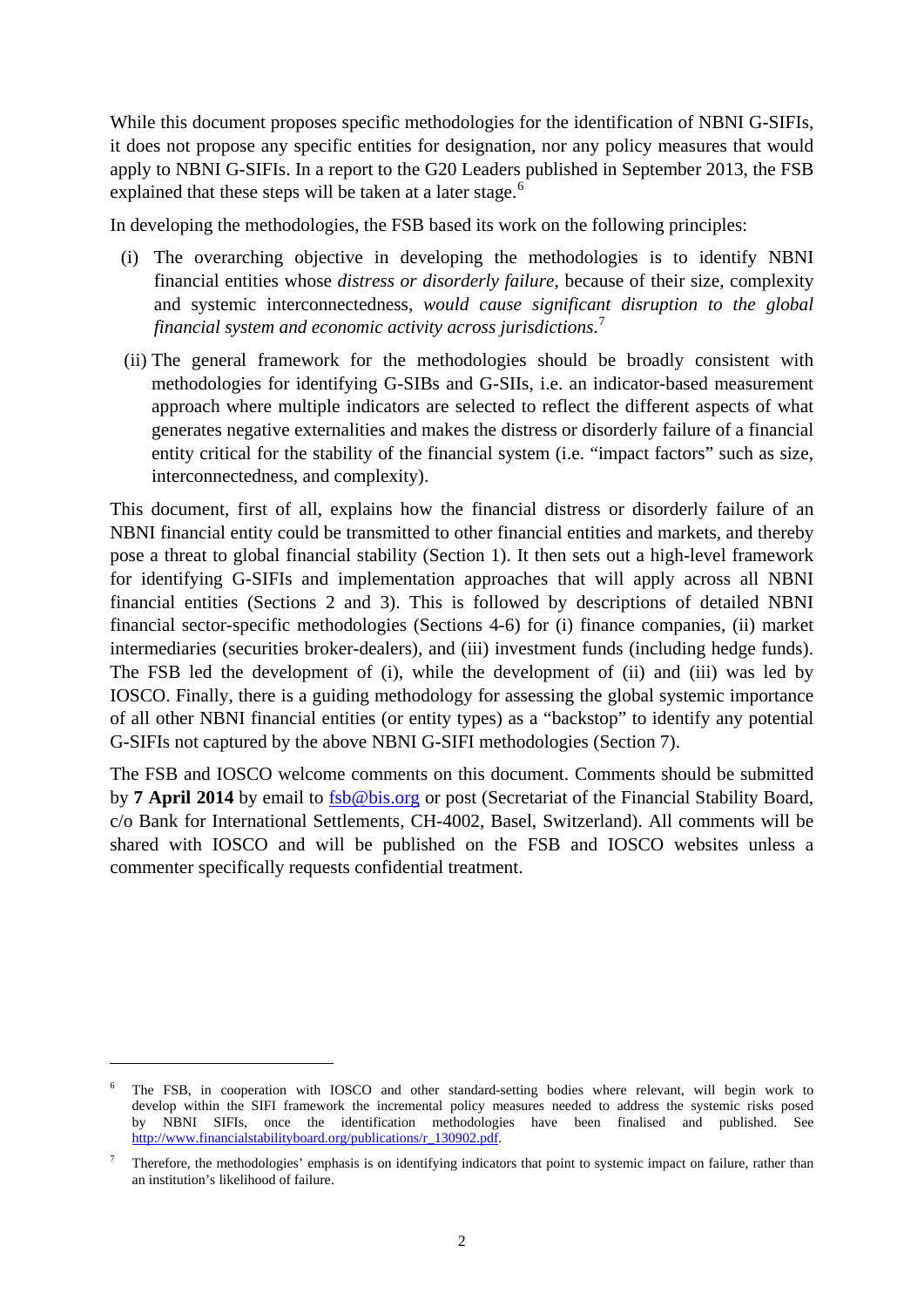While this document proposes specific methodologies for the identification of NBNI G-SIFIs, it does not propose any specific entities for designation, nor any policy measures that would apply to NBNI G-SIFIs. In a report to the G20 Leaders published in September 2013, the FSB explained that these steps will be taken at a later stage.[6]

In developing the methodologies, the FSB based its work on the following principles:

(i) The overarching objective in developing the methodologies is to identify NBNI financial entities whose *distress or disorderly failure*, because of their size, complexity and systemic interconnectedness, *would cause significant disruption to the global financial system and economic activity across jurisdictions*.[7]

(ii) The general framework for the methodologies should be broadly consistent with methodologies for identifying G-SIBs and G-SIIs, i.e. an indicator-based measurement approach where multiple indicators are selected to reflect the different aspects of what generates negative externalities and makes the distress or disorderly failure of a financial entity critical for the stability of the financial system (i.e. "impact factors" such as size, interconnectedness, and complexity).

This document, first of all, explains how the financial distress or disorderly failure of an NBNI financial entity could be transmitted to other financial entities and markets, and thereby pose a threat to global financial stability (Section 1). It then sets out a high-level framework for identifying G-SIFIs and implementation approaches that will apply across all NBNI financial entities (Sections 2 and 3). This is followed by descriptions of detailed NBNI financial sector-specific methodologies (Sections 4-6) for (i) finance companies, (ii) market intermediaries (securities broker-dealers), and (iii) investment funds (including hedge funds). The FSB led the development of (i), while the development of (ii) and (iii) was led by IOSCO. Finally, there is a guiding methodology for assessing the global systemic importance of all other NBNI financial entities (or entity types) as a "backstop" to identify any potential G-SIFIs not captured by the above NBNI G-SIFI methodologies (Section 7).

The FSB and IOSCO welcome comments on this document. Comments should be submitted by **7 April 2014** by email to fsb@bis.org or post (Secretariat of the Financial Stability Board, c/o Bank for International Settlements, CH-4002, Basel, Switzerland). All comments will be shared with IOSCO and will be published on the FSB and IOSCO websites unless a commenter specifically requests confidential treatment.

---

[6] The FSB, in cooperation with IOSCO and other standard-setting bodies where relevant, will begin work to develop within the SIFI framework the incremental policy measures needed to address the systemic risks posed by NBNI SIFIs, once the identification methodologies have been finalised and published. See http://www.financialstabilityboard.org/publications/r_130902.pdf.

[7] Therefore, the methodologies' emphasis is on identifying indicators that point to systemic impact on failure, rather than an institution's likelihood of failure.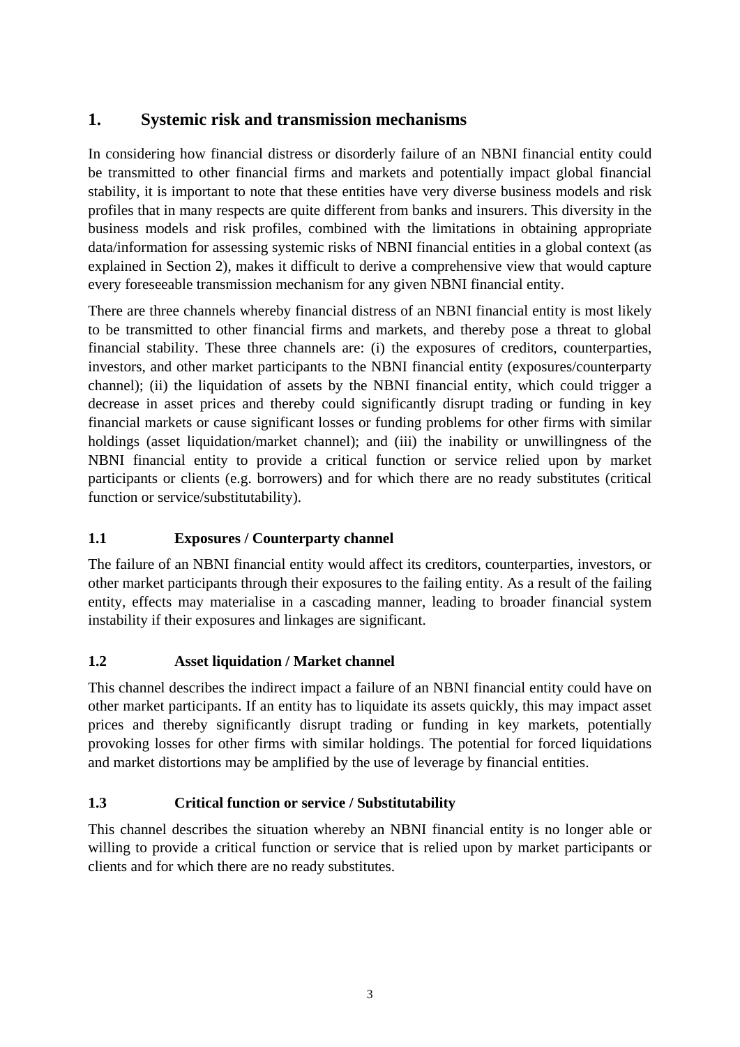# 1. Systemic risk and transmission mechanisms

In considering how financial distress or disorderly failure of an NBNI financial entity could be transmitted to other financial firms and markets and potentially impact global financial stability, it is important to note that these entities have very diverse business models and risk profiles that in many respects are quite different from banks and insurers. This diversity in the business models and risk profiles, combined with the limitations in obtaining appropriate data/information for assessing systemic risks of NBNI financial entities in a global context (as explained in Section 2), makes it difficult to derive a comprehensive view that would capture every foreseeable transmission mechanism for any given NBNI financial entity.

There are three channels whereby financial distress of an NBNI financial entity is most likely to be transmitted to other financial firms and markets, and thereby pose a threat to global financial stability. These three channels are: (i) the exposures of creditors, counterparties, investors, and other market participants to the NBNI financial entity (exposures/counterparty channel); (ii) the liquidation of assets by the NBNI financial entity, which could trigger a decrease in asset prices and thereby could significantly disrupt trading or funding in key financial markets or cause significant losses or funding problems for other firms with similar holdings (asset liquidation/market channel); and (iii) the inability or unwillingness of the NBNI financial entity to provide a critical function or service relied upon by market participants or clients (e.g. borrowers) and for which there are no ready substitutes (critical function or service/substitutability).

## 1.1 Exposures / Counterparty channel

The failure of an NBNI financial entity would affect its creditors, counterparties, investors, or other market participants through their exposures to the failing entity. As a result of the failing entity, effects may materialise in a cascading manner, leading to broader financial system instability if their exposures and linkages are significant.

## 1.2 Asset liquidation / Market channel

This channel describes the indirect impact a failure of an NBNI financial entity could have on other market participants. If an entity has to liquidate its assets quickly, this may impact asset prices and thereby significantly disrupt trading or funding in key markets, potentially provoking losses for other firms with similar holdings. The potential for forced liquidations and market distortions may be amplified by the use of leverage by financial entities.

## 1.3 Critical function or service / Substitutability

This channel describes the situation whereby an NBNI financial entity is no longer able or willing to provide a critical function or service that is relied upon by market participants or clients and for which there are no ready substitutes.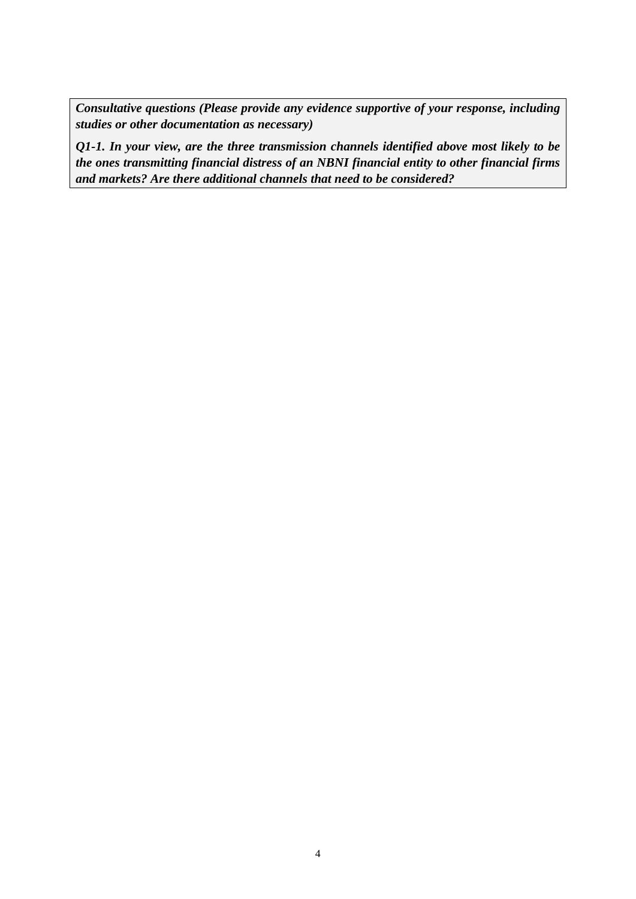***Consultative questions (Please provide any evidence supportive of your response, including studies or other documentation as necessary)***

***Q1-1. In your view, are the three transmission channels identified above most likely to be the ones transmitting financial distress of an NBNI financial entity to other financial firms and markets? Are there additional channels that need to be considered?***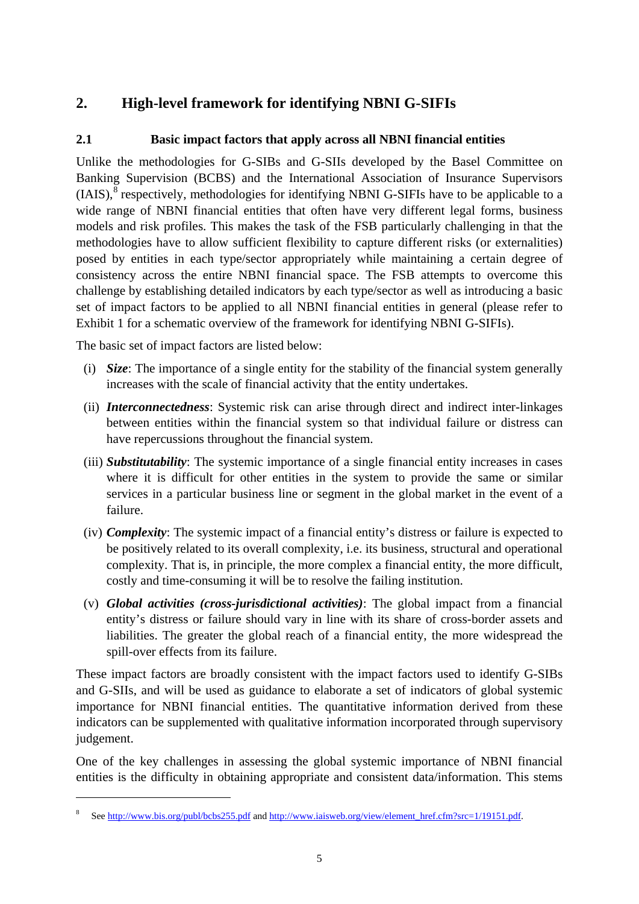## 2. High-level framework for identifying NBNI G-SIFIs

### 2.1 Basic impact factors that apply across all NBNI financial entities

Unlike the methodologies for G-SIBs and G-SIIs developed by the Basel Committee on Banking Supervision (BCBS) and the International Association of Insurance Supervisors (IAIS),[8] respectively, methodologies for identifying NBNI G-SIFIs have to be applicable to a wide range of NBNI financial entities that often have very different legal forms, business models and risk profiles. This makes the task of the FSB particularly challenging in that the methodologies have to allow sufficient flexibility to capture different risks (or externalities) posed by entities in each type/sector appropriately while maintaining a certain degree of consistency across the entire NBNI financial space. The FSB attempts to overcome this challenge by establishing detailed indicators by each type/sector as well as introducing a basic set of impact factors to be applied to all NBNI financial entities in general (please refer to Exhibit 1 for a schematic overview of the framework for identifying NBNI G-SIFIs).

The basic set of impact factors are listed below:

(i) ***Size***: The importance of a single entity for the stability of the financial system generally increases with the scale of financial activity that the entity undertakes.

(ii) ***Interconnectedness***: Systemic risk can arise through direct and indirect inter-linkages between entities within the financial system so that individual failure or distress can have repercussions throughout the financial system.

(iii) ***Substitutability***: The systemic importance of a single financial entity increases in cases where it is difficult for other entities in the system to provide the same or similar services in a particular business line or segment in the global market in the event of a failure.

(iv) ***Complexity***: The systemic impact of a financial entity's distress or failure is expected to be positively related to its overall complexity, i.e. its business, structural and operational complexity. That is, in principle, the more complex a financial entity, the more difficult, costly and time-consuming it will be to resolve the failing institution.

(v) ***Global activities (cross-jurisdictional activities)***: The global impact from a financial entity's distress or failure should vary in line with its share of cross-border assets and liabilities. The greater the global reach of a financial entity, the more widespread the spill-over effects from its failure.

These impact factors are broadly consistent with the impact factors used to identify G-SIBs and G-SIIs, and will be used as guidance to elaborate a set of indicators of global systemic importance for NBNI financial entities. The quantitative information derived from these indicators can be supplemented with qualitative information incorporated through supervisory judgement.

One of the key challenges in assessing the global systemic importance of NBNI financial entities is the difficulty in obtaining appropriate and consistent data/information. This stems

---

[8] See http://www.bis.org/publ/bcbs255.pdf and http://www.iaisweb.org/view/element_href.cfm?src=1/19151.pdf.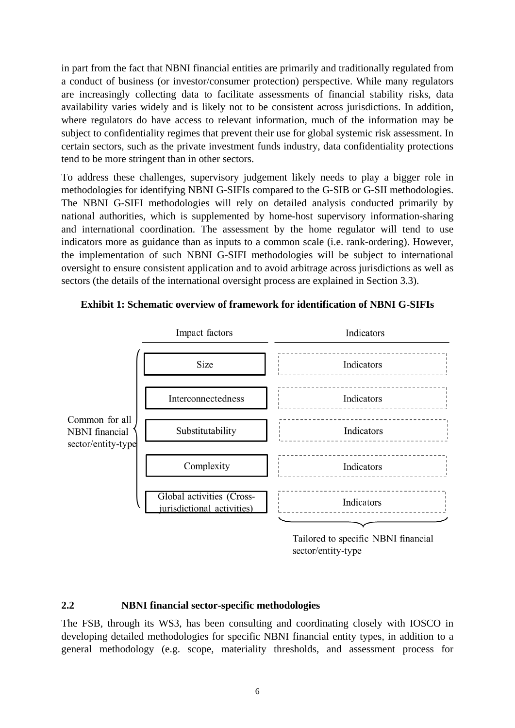in part from the fact that NBNI financial entities are primarily and traditionally regulated from a conduct of business (or investor/consumer protection) perspective. While many regulators are increasingly collecting data to facilitate assessments of financial stability risks, data availability varies widely and is likely not to be consistent across jurisdictions. In addition, where regulators do have access to relevant information, much of the information may be subject to confidentiality regimes that prevent their use for global systemic risk assessment. In certain sectors, such as the private investment funds industry, data confidentiality protections tend to be more stringent than in other sectors.

To address these challenges, supervisory judgement likely needs to play a bigger role in methodologies for identifying NBNI G-SIFIs compared to the G-SIB or G-SII methodologies. The NBNI G-SIFI methodologies will rely on detailed analysis conducted primarily by national authorities, which is supplemented by home-host supervisory information-sharing and international coordination. The assessment by the home regulator will tend to use indicators more as guidance than as inputs to a common scale (i.e. rank-ordering). However, the implementation of such NBNI G-SIFI methodologies will be subject to international oversight to ensure consistent application and to avoid arbitrage across jurisdictions as well as sectors (the details of the international oversight process are explained in Section 3.3).

**Exhibit 1: Schematic overview of framework for identification of NBNI G-SIFIs**

| | Impact factors | Indicators |
|---|---|---|
| Common for all NBNI financial sector/entity-type | Size | Indicators |
| | Interconnectedness | Indicators |
| | Substitutability | Indicators |
| | Complexity | Indicators |
| | Global activities (Cross-jurisdictional activities) | Indicators |
| | | Tailored to specific NBNI financial sector/entity-type |

## 2.2 NBNI financial sector-specific methodologies

The FSB, through its WS3, has been consulting and coordinating closely with IOSCO in developing detailed methodologies for specific NBNI financial entity types, in addition to a general methodology (e.g. scope, materiality thresholds, and assessment process for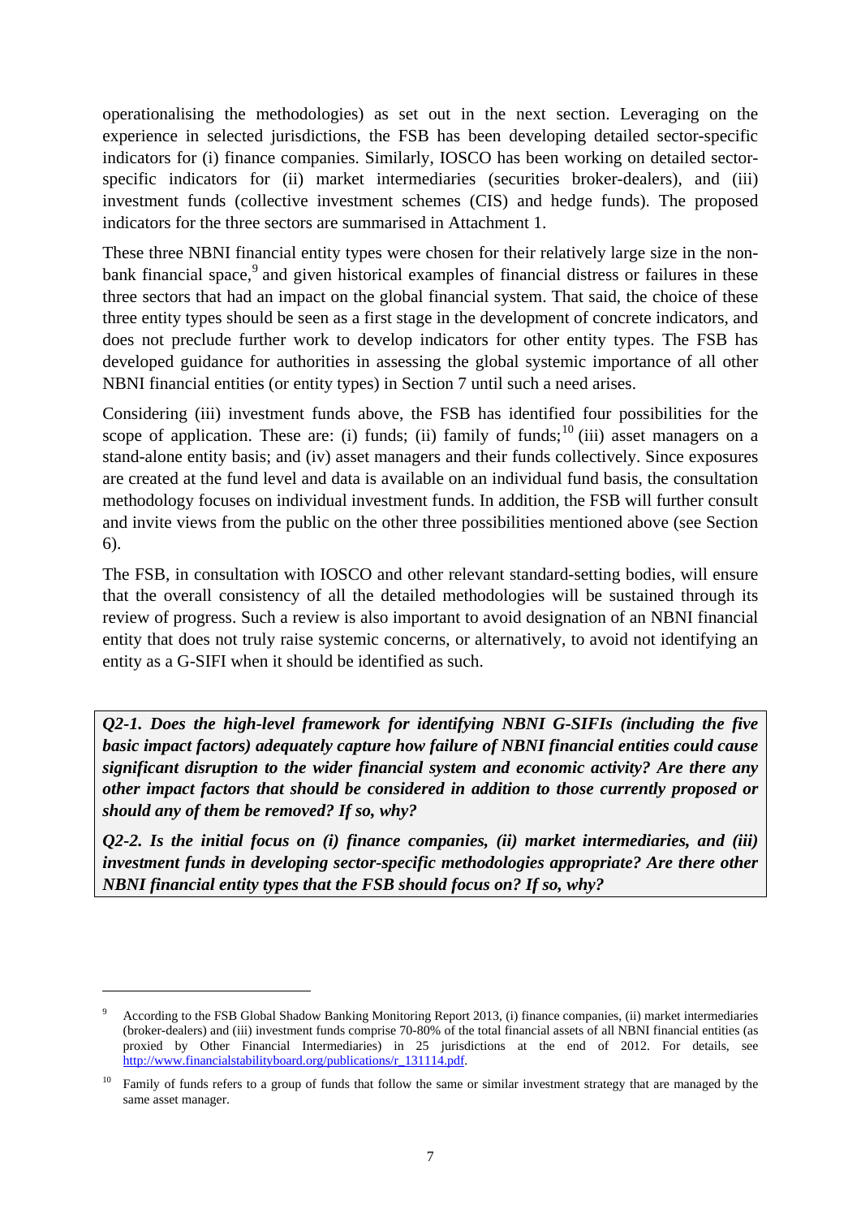operationalising the methodologies) as set out in the next section. Leveraging on the experience in selected jurisdictions, the FSB has been developing detailed sector-specific indicators for (i) finance companies. Similarly, IOSCO has been working on detailed sector-specific indicators for (ii) market intermediaries (securities broker-dealers), and (iii) investment funds (collective investment schemes (CIS) and hedge funds). The proposed indicators for the three sectors are summarised in Attachment 1.

These three NBNI financial entity types were chosen for their relatively large size in the non-bank financial space,[9] and given historical examples of financial distress or failures in these three sectors that had an impact on the global financial system. That said, the choice of these three entity types should be seen as a first stage in the development of concrete indicators, and does not preclude further work to develop indicators for other entity types. The FSB has developed guidance for authorities in assessing the global systemic importance of all other NBNI financial entities (or entity types) in Section 7 until such a need arises.

Considering (iii) investment funds above, the FSB has identified four possibilities for the scope of application. These are: (i) funds; (ii) family of funds;[10] (iii) asset managers on a stand-alone entity basis; and (iv) asset managers and their funds collectively. Since exposures are created at the fund level and data is available on an individual fund basis, the consultation methodology focuses on individual investment funds. In addition, the FSB will further consult and invite views from the public on the other three possibilities mentioned above (see Section 6).

The FSB, in consultation with IOSCO and other relevant standard-setting bodies, will ensure that the overall consistency of all the detailed methodologies will be sustained through its review of progress. Such a review is also important to avoid designation of an NBNI financial entity that does not truly raise systemic concerns, or alternatively, to avoid not identifying an entity as a G-SIFI when it should be identified as such.

***Q2-1. Does the high-level framework for identifying NBNI G-SIFIs (including the five basic impact factors) adequately capture how failure of NBNI financial entities could cause significant disruption to the wider financial system and economic activity? Are there any other impact factors that should be considered in addition to those currently proposed or should any of them be removed? If so, why?***

***Q2-2. Is the initial focus on (i) finance companies, (ii) market intermediaries, and (iii) investment funds in developing sector-specific methodologies appropriate? Are there other NBNI financial entity types that the FSB should focus on? If so, why?***

---

[9] According to the FSB Global Shadow Banking Monitoring Report 2013, (i) finance companies, (ii) market intermediaries (broker-dealers) and (iii) investment funds comprise 70-80% of the total financial assets of all NBNI financial entities (as proxied by Other Financial Intermediaries) in 25 jurisdictions at the end of 2012. For details, see http://www.financialstabilityboard.org/publications/r_131114.pdf.

[10] Family of funds refers to a group of funds that follow the same or similar investment strategy that are managed by the same asset manager.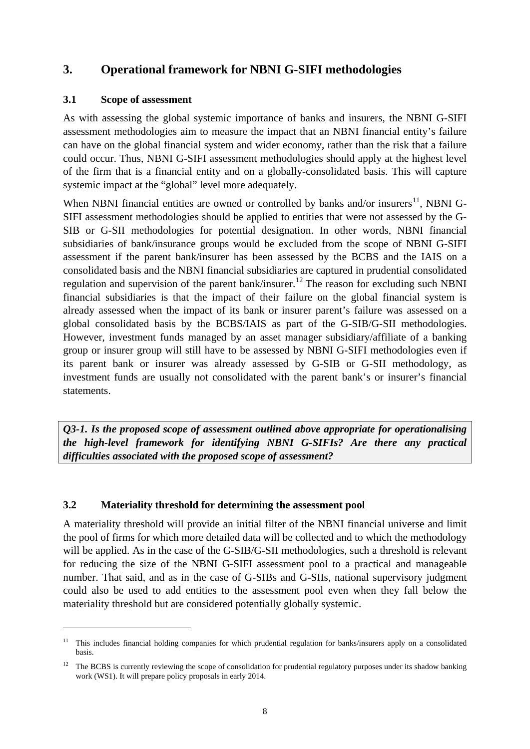## 3. Operational framework for NBNI G-SIFI methodologies

### 3.1 Scope of assessment

As with assessing the global systemic importance of banks and insurers, the NBNI G-SIFI assessment methodologies aim to measure the impact that an NBNI financial entity's failure can have on the global financial system and wider economy, rather than the risk that a failure could occur. Thus, NBNI G-SIFI assessment methodologies should apply at the highest level of the firm that is a financial entity and on a globally-consolidated basis. This will capture systemic impact at the "global" level more adequately.

When NBNI financial entities are owned or controlled by banks and/or insurers[11], NBNI G-SIFI assessment methodologies should be applied to entities that were not assessed by the G-SIB or G-SII methodologies for potential designation. In other words, NBNI financial subsidiaries of bank/insurance groups would be excluded from the scope of NBNI G-SIFI assessment if the parent bank/insurer has been assessed by the BCBS and the IAIS on a consolidated basis and the NBNI financial subsidiaries are captured in prudential consolidated regulation and supervision of the parent bank/insurer.[12] The reason for excluding such NBNI financial subsidiaries is that the impact of their failure on the global financial system is already assessed when the impact of its bank or insurer parent's failure was assessed on a global consolidated basis by the BCBS/IAIS as part of the G-SIB/G-SII methodologies. However, investment funds managed by an asset manager subsidiary/affiliate of a banking group or insurer group will still have to be assessed by NBNI G-SIFI methodologies even if its parent bank or insurer was already assessed by G-SIB or G-SII methodology, as investment funds are usually not consolidated with the parent bank's or insurer's financial statements.

***Q3-1. Is the proposed scope of assessment outlined above appropriate for operationalising the high-level framework for identifying NBNI G-SIFIs? Are there any practical difficulties associated with the proposed scope of assessment?***

### 3.2 Materiality threshold for determining the assessment pool

A materiality threshold will provide an initial filter of the NBNI financial universe and limit the pool of firms for which more detailed data will be collected and to which the methodology will be applied. As in the case of the G-SIB/G-SII methodologies, such a threshold is relevant for reducing the size of the NBNI G-SIFI assessment pool to a practical and manageable number. That said, and as in the case of G-SIBs and G-SIIs, national supervisory judgment could also be used to add entities to the assessment pool even when they fall below the materiality threshold but are considered potentially globally systemic.

---

[11] This includes financial holding companies for which prudential regulation for banks/insurers apply on a consolidated basis.

[12] The BCBS is currently reviewing the scope of consolidation for prudential regulatory purposes under its shadow banking work (WS1). It will prepare policy proposals in early 2014.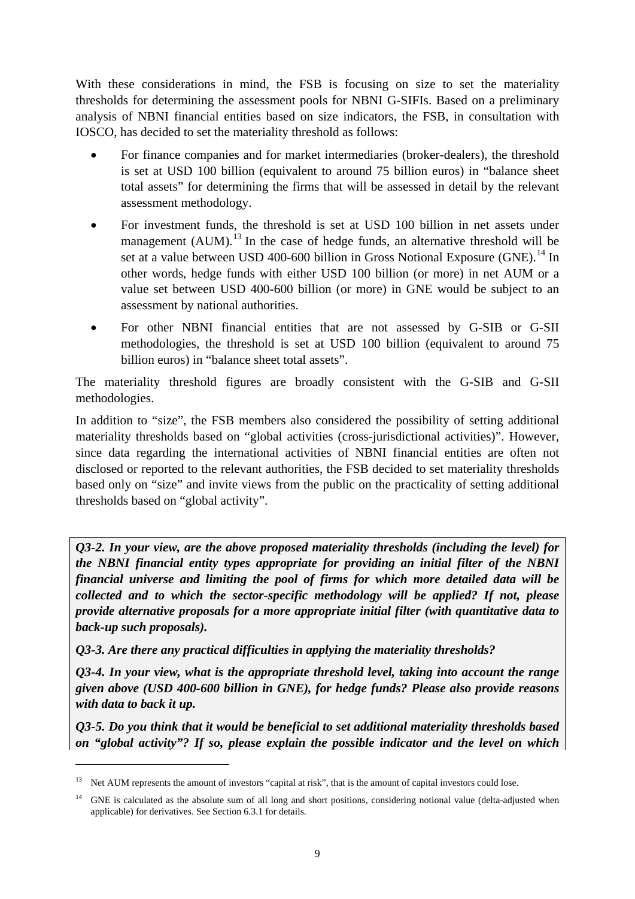With these considerations in mind, the FSB is focusing on size to set the materiality thresholds for determining the assessment pools for NBNI G-SIFIs. Based on a preliminary analysis of NBNI financial entities based on size indicators, the FSB, in consultation with IOSCO, has decided to set the materiality threshold as follows:

- For finance companies and for market intermediaries (broker-dealers), the threshold is set at USD 100 billion (equivalent to around 75 billion euros) in "balance sheet total assets" for determining the firms that will be assessed in detail by the relevant assessment methodology.
- For investment funds, the threshold is set at USD 100 billion in net assets under management (AUM).[13] In the case of hedge funds, an alternative threshold will be set at a value between USD 400-600 billion in Gross Notional Exposure (GNE).[14] In other words, hedge funds with either USD 100 billion (or more) in net AUM or a value set between USD 400-600 billion (or more) in GNE would be subject to an assessment by national authorities.
- For other NBNI financial entities that are not assessed by G-SIB or G-SII methodologies, the threshold is set at USD 100 billion (equivalent to around 75 billion euros) in "balance sheet total assets".

The materiality threshold figures are broadly consistent with the G-SIB and G-SII methodologies.

In addition to "size", the FSB members also considered the possibility of setting additional materiality thresholds based on "global activities (cross-jurisdictional activities)". However, since data regarding the international activities of NBNI financial entities are often not disclosed or reported to the relevant authorities, the FSB decided to set materiality thresholds based only on "size" and invite views from the public on the practicality of setting additional thresholds based on "global activity".

***Q3-2. In your view, are the above proposed materiality thresholds (including the level) for the NBNI financial entity types appropriate for providing an initial filter of the NBNI financial universe and limiting the pool of firms for which more detailed data will be collected and to which the sector-specific methodology will be applied? If not, please provide alternative proposals for a more appropriate initial filter (with quantitative data to back-up such proposals).***

***Q3-3. Are there any practical difficulties in applying the materiality thresholds?***

***Q3-4. In your view, what is the appropriate threshold level, taking into account the range given above (USD 400-600 billion in GNE), for hedge funds? Please also provide reasons with data to back it up.***

***Q3-5. Do you think that it would be beneficial to set additional materiality thresholds based on "global activity"? If so, please explain the possible indicator and the level on which***

---

[13] Net AUM represents the amount of investors "capital at risk", that is the amount of capital investors could lose.

[14] GNE is calculated as the absolute sum of all long and short positions, considering notional value (delta-adjusted when applicable) for derivatives. See Section 6.3.1 for details.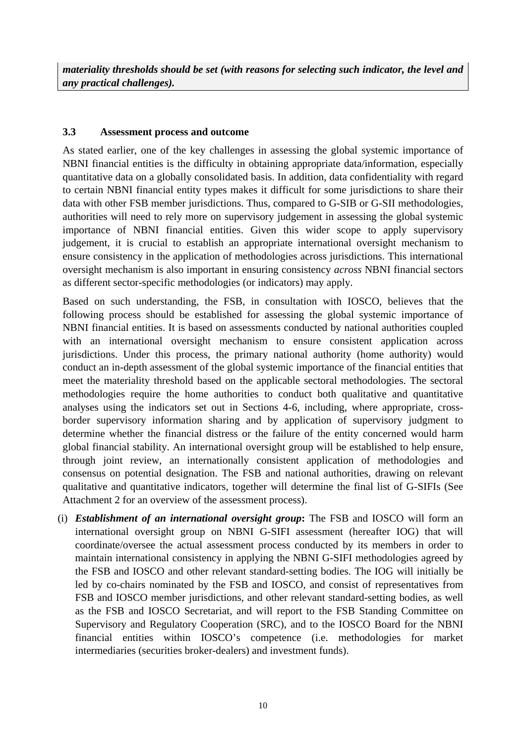***materiality thresholds should be set (with reasons for selecting such indicator, the level and any practical challenges).***

### 3.3 Assessment process and outcome

As stated earlier, one of the key challenges in assessing the global systemic importance of NBNI financial entities is the difficulty in obtaining appropriate data/information, especially quantitative data on a globally consolidated basis. In addition, data confidentiality with regard to certain NBNI financial entity types makes it difficult for some jurisdictions to share their data with other FSB member jurisdictions. Thus, compared to G-SIB or G-SII methodologies, authorities will need to rely more on supervisory judgement in assessing the global systemic importance of NBNI financial entities. Given this wider scope to apply supervisory judgement, it is crucial to establish an appropriate international oversight mechanism to ensure consistency in the application of methodologies across jurisdictions. This international oversight mechanism is also important in ensuring consistency *across* NBNI financial sectors as different sector-specific methodologies (or indicators) may apply.

Based on such understanding, the FSB, in consultation with IOSCO, believes that the following process should be established for assessing the global systemic importance of NBNI financial entities. It is based on assessments conducted by national authorities coupled with an international oversight mechanism to ensure consistent application across jurisdictions. Under this process, the primary national authority (home authority) would conduct an in-depth assessment of the global systemic importance of the financial entities that meet the materiality threshold based on the applicable sectoral methodologies. The sectoral methodologies require the home authorities to conduct both qualitative and quantitative analyses using the indicators set out in Sections 4-6, including, where appropriate, cross-border supervisory information sharing and by application of supervisory judgment to determine whether the financial distress or the failure of the entity concerned would harm global financial stability. An international oversight group will be established to help ensure, through joint review, an internationally consistent application of methodologies and consensus on potential designation. The FSB and national authorities, drawing on relevant qualitative and quantitative indicators, together will determine the final list of G-SIFIs (See Attachment 2 for an overview of the assessment process).

(i) ***Establishment of an international oversight group*:** The FSB and IOSCO will form an international oversight group on NBNI G-SIFI assessment (hereafter IOG) that will coordinate/oversee the actual assessment process conducted by its members in order to maintain international consistency in applying the NBNI G-SIFI methodologies agreed by the FSB and IOSCO and other relevant standard-setting bodies. The IOG will initially be led by co-chairs nominated by the FSB and IOSCO, and consist of representatives from FSB and IOSCO member jurisdictions, and other relevant standard-setting bodies, as well as the FSB and IOSCO Secretariat, and will report to the FSB Standing Committee on Supervisory and Regulatory Cooperation (SRC), and to the IOSCO Board for the NBNI financial entities within IOSCO's competence (i.e. methodologies for market intermediaries (securities broker-dealers) and investment funds).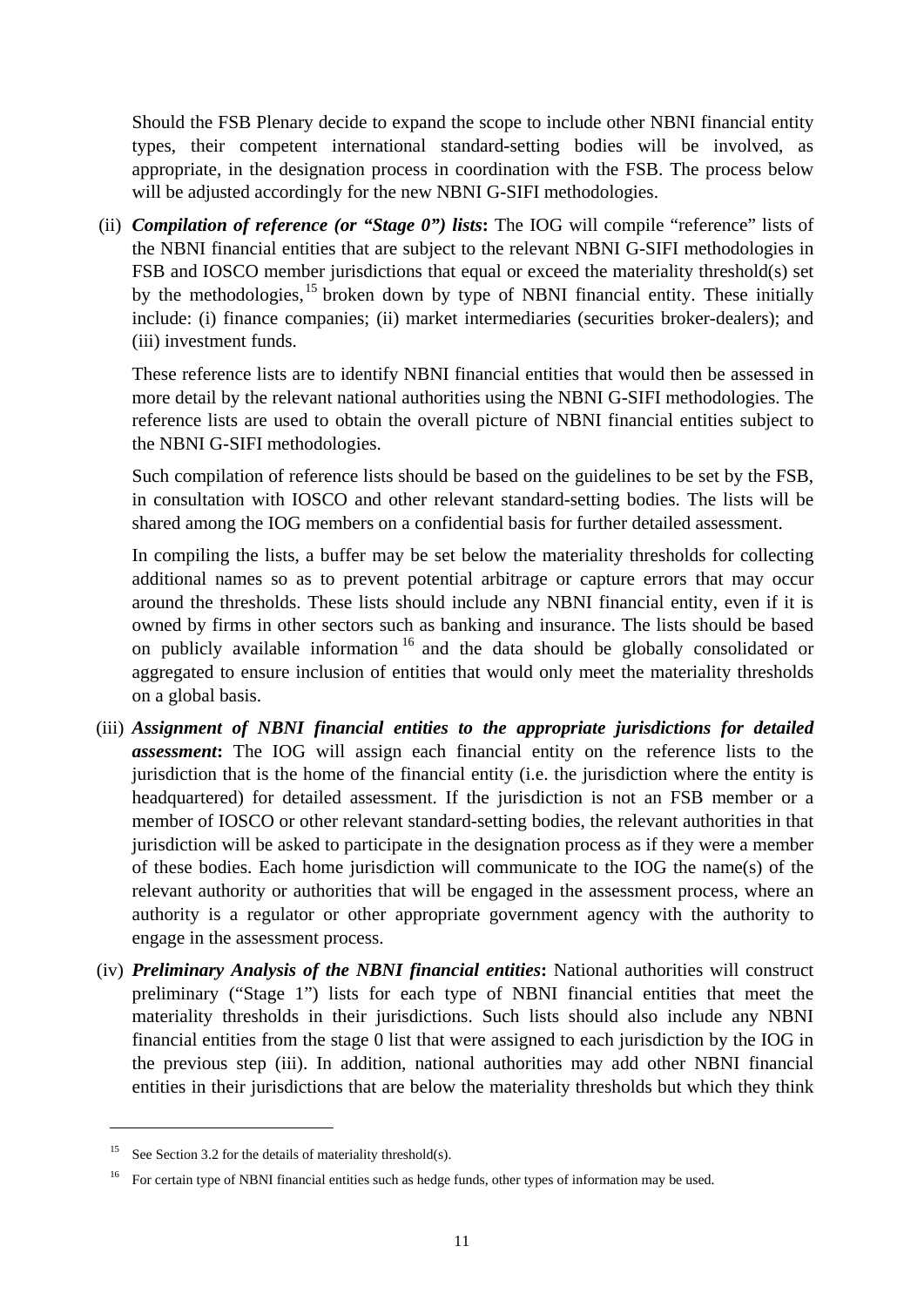Should the FSB Plenary decide to expand the scope to include other NBNI financial entity types, their competent international standard-setting bodies will be involved, as appropriate, in the designation process in coordination with the FSB. The process below will be adjusted accordingly for the new NBNI G-SIFI methodologies.

(ii) ***Compilation of reference (or "Stage 0") lists*****:** The IOG will compile "reference" lists of the NBNI financial entities that are subject to the relevant NBNI G-SIFI methodologies in FSB and IOSCO member jurisdictions that equal or exceed the materiality threshold(s) set by the methodologies,[15] broken down by type of NBNI financial entity. These initially include: (i) finance companies; (ii) market intermediaries (securities broker-dealers); and (iii) investment funds.

These reference lists are to identify NBNI financial entities that would then be assessed in more detail by the relevant national authorities using the NBNI G-SIFI methodologies. The reference lists are used to obtain the overall picture of NBNI financial entities subject to the NBNI G-SIFI methodologies.

Such compilation of reference lists should be based on the guidelines to be set by the FSB, in consultation with IOSCO and other relevant standard-setting bodies. The lists will be shared among the IOG members on a confidential basis for further detailed assessment.

In compiling the lists, a buffer may be set below the materiality thresholds for collecting additional names so as to prevent potential arbitrage or capture errors that may occur around the thresholds. These lists should include any NBNI financial entity, even if it is owned by firms in other sectors such as banking and insurance. The lists should be based on publicly available information[16] and the data should be globally consolidated or aggregated to ensure inclusion of entities that would only meet the materiality thresholds on a global basis.

(iii) ***Assignment of NBNI financial entities to the appropriate jurisdictions for detailed assessment*****:** The IOG will assign each financial entity on the reference lists to the jurisdiction that is the home of the financial entity (i.e. the jurisdiction where the entity is headquartered) for detailed assessment. If the jurisdiction is not an FSB member or a member of IOSCO or other relevant standard-setting bodies, the relevant authorities in that jurisdiction will be asked to participate in the designation process as if they were a member of these bodies. Each home jurisdiction will communicate to the IOG the name(s) of the relevant authority or authorities that will be engaged in the assessment process, where an authority is a regulator or other appropriate government agency with the authority to engage in the assessment process.

(iv) ***Preliminary Analysis of the NBNI financial entities*****:** National authorities will construct preliminary ("Stage 1") lists for each type of NBNI financial entities that meet the materiality thresholds in their jurisdictions. Such lists should also include any NBNI financial entities from the stage 0 list that were assigned to each jurisdiction by the IOG in the previous step (iii). In addition, national authorities may add other NBNI financial entities in their jurisdictions that are below the materiality thresholds but which they think

---

[15] See Section 3.2 for the details of materiality threshold(s).

[16] For certain type of NBNI financial entities such as hedge funds, other types of information may be used.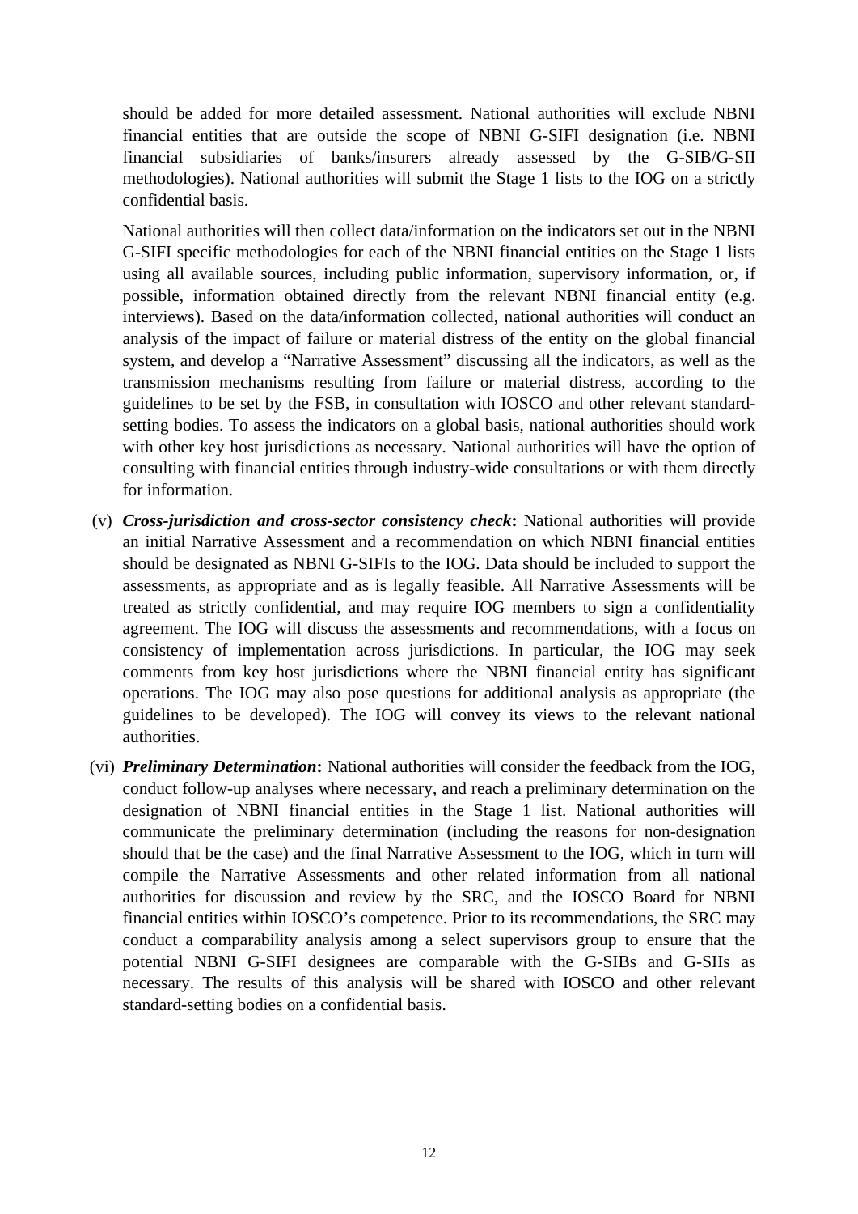should be added for more detailed assessment. National authorities will exclude NBNI financial entities that are outside the scope of NBNI G-SIFI designation (i.e. NBNI financial subsidiaries of banks/insurers already assessed by the G-SIB/G-SII methodologies). National authorities will submit the Stage 1 lists to the IOG on a strictly confidential basis.

National authorities will then collect data/information on the indicators set out in the NBNI G-SIFI specific methodologies for each of the NBNI financial entities on the Stage 1 lists using all available sources, including public information, supervisory information, or, if possible, information obtained directly from the relevant NBNI financial entity (e.g. interviews). Based on the data/information collected, national authorities will conduct an analysis of the impact of failure or material distress of the entity on the global financial system, and develop a "Narrative Assessment" discussing all the indicators, as well as the transmission mechanisms resulting from failure or material distress, according to the guidelines to be set by the FSB, in consultation with IOSCO and other relevant standard-setting bodies. To assess the indicators on a global basis, national authorities should work with other key host jurisdictions as necessary. National authorities will have the option of consulting with financial entities through industry-wide consultations or with them directly for information.

(v) ***Cross-jurisdiction and cross-sector consistency check*:** National authorities will provide an initial Narrative Assessment and a recommendation on which NBNI financial entities should be designated as NBNI G-SIFIs to the IOG. Data should be included to support the assessments, as appropriate and as is legally feasible. All Narrative Assessments will be treated as strictly confidential, and may require IOG members to sign a confidentiality agreement. The IOG will discuss the assessments and recommendations, with a focus on consistency of implementation across jurisdictions. In particular, the IOG may seek comments from key host jurisdictions where the NBNI financial entity has significant operations. The IOG may also pose questions for additional analysis as appropriate (the guidelines to be developed). The IOG will convey its views to the relevant national authorities.

(vi) ***Preliminary Determination*:** National authorities will consider the feedback from the IOG, conduct follow-up analyses where necessary, and reach a preliminary determination on the designation of NBNI financial entities in the Stage 1 list. National authorities will communicate the preliminary determination (including the reasons for non-designation should that be the case) and the final Narrative Assessment to the IOG, which in turn will compile the Narrative Assessments and other related information from all national authorities for discussion and review by the SRC, and the IOSCO Board for NBNI financial entities within IOSCO's competence. Prior to its recommendations, the SRC may conduct a comparability analysis among a select supervisors group to ensure that the potential NBNI G-SIFI designees are comparable with the G-SIBs and G-SIIs as necessary. The results of this analysis will be shared with IOSCO and other relevant standard-setting bodies on a confidential basis.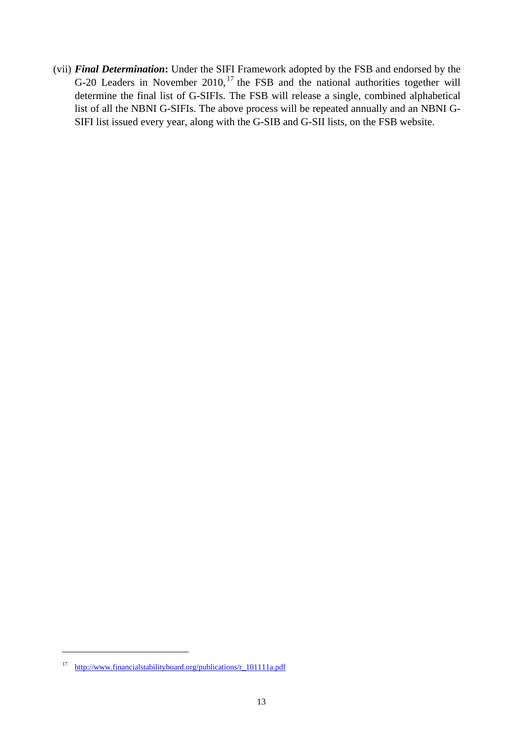(vii) ***Final Determination*:** Under the SIFI Framework adopted by the FSB and endorsed by the G-20 Leaders in November 2010,[17] the FSB and the national authorities together will determine the final list of G-SIFIs. The FSB will release a single, combined alphabetical list of all the NBNI G-SIFIs. The above process will be repeated annually and an NBNI G-SIFI list issued every year, along with the G-SIB and G-SII lists, on the FSB website.

[17] http://www.financialstabilityboard.org/publications/r_101111a.pdf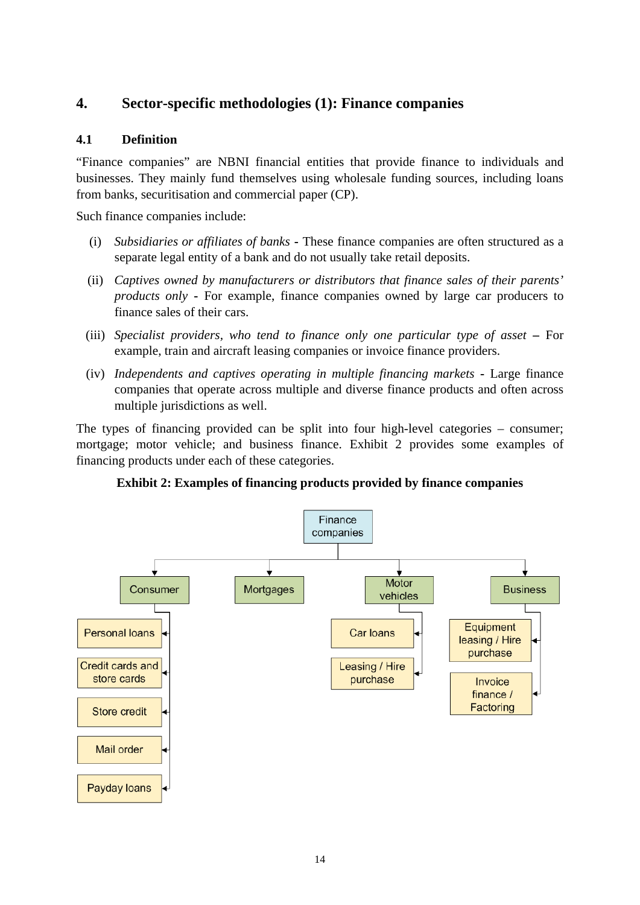## 4. Sector-specific methodologies (1): Finance companies

### 4.1 Definition

"Finance companies" are NBNI financial entities that provide finance to individuals and businesses. They mainly fund themselves using wholesale funding sources, including loans from banks, securitisation and commercial paper (CP).

Such finance companies include:

(i) *Subsidiaries or affiliates of banks* - These finance companies are often structured as a separate legal entity of a bank and do not usually take retail deposits.

(ii) *Captives owned by manufacturers or distributors that finance sales of their parents' products only* - For example, finance companies owned by large car producers to finance sales of their cars.

(iii) *Specialist providers, who tend to finance only one particular type of asset* – For example, train and aircraft leasing companies or invoice finance providers.

(iv) *Independents and captives operating in multiple financing markets* - Large finance companies that operate across multiple and diverse finance products and often across multiple jurisdictions as well.

The types of financing provided can be split into four high-level categories – consumer; mortgage; motor vehicle; and business finance. Exhibit 2 provides some examples of financing products under each of these categories.

**Exhibit 2: Examples of financing products provided by finance companies**

Finance companies

- Consumer
  - Personal loans
  - Credit cards and store cards
  - Store credit
  - Mail order
  - Payday loans
- Mortgages
- Motor vehicles
  - Car loans
  - Leasing / Hire purchase
- Business
  - Equipment leasing / Hire purchase
  - Invoice finance / Factoring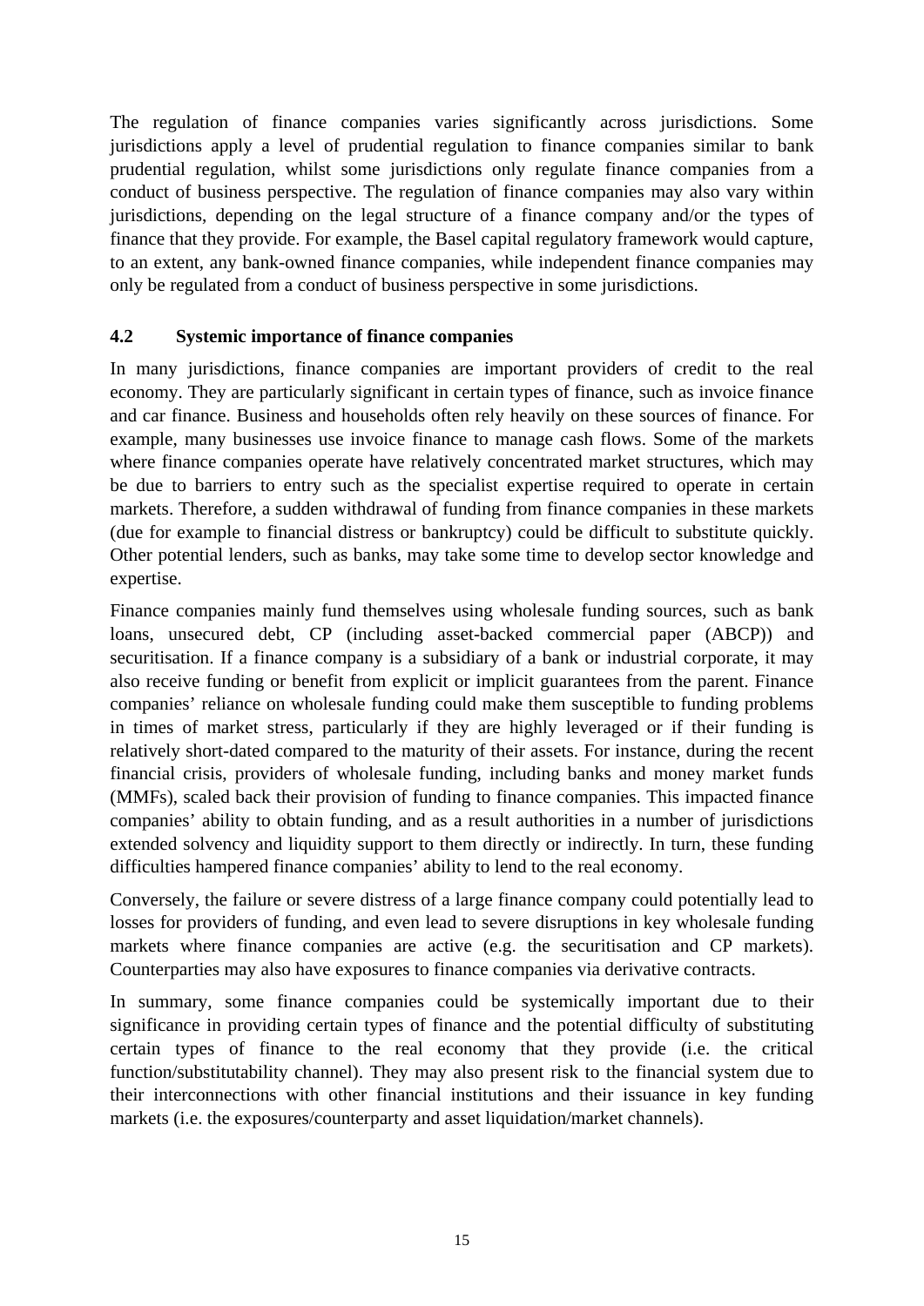The regulation of finance companies varies significantly across jurisdictions. Some jurisdictions apply a level of prudential regulation to finance companies similar to bank prudential regulation, whilst some jurisdictions only regulate finance companies from a conduct of business perspective. The regulation of finance companies may also vary within jurisdictions, depending on the legal structure of a finance company and/or the types of finance that they provide. For example, the Basel capital regulatory framework would capture, to an extent, any bank-owned finance companies, while independent finance companies may only be regulated from a conduct of business perspective in some jurisdictions.

## 4.2 Systemic importance of finance companies

In many jurisdictions, finance companies are important providers of credit to the real economy. They are particularly significant in certain types of finance, such as invoice finance and car finance. Business and households often rely heavily on these sources of finance. For example, many businesses use invoice finance to manage cash flows. Some of the markets where finance companies operate have relatively concentrated market structures, which may be due to barriers to entry such as the specialist expertise required to operate in certain markets. Therefore, a sudden withdrawal of funding from finance companies in these markets (due for example to financial distress or bankruptcy) could be difficult to substitute quickly. Other potential lenders, such as banks, may take some time to develop sector knowledge and expertise.

Finance companies mainly fund themselves using wholesale funding sources, such as bank loans, unsecured debt, CP (including asset-backed commercial paper (ABCP)) and securitisation. If a finance company is a subsidiary of a bank or industrial corporate, it may also receive funding or benefit from explicit or implicit guarantees from the parent. Finance companies' reliance on wholesale funding could make them susceptible to funding problems in times of market stress, particularly if they are highly leveraged or if their funding is relatively short-dated compared to the maturity of their assets. For instance, during the recent financial crisis, providers of wholesale funding, including banks and money market funds (MMFs), scaled back their provision of funding to finance companies. This impacted finance companies' ability to obtain funding, and as a result authorities in a number of jurisdictions extended solvency and liquidity support to them directly or indirectly. In turn, these funding difficulties hampered finance companies' ability to lend to the real economy.

Conversely, the failure or severe distress of a large finance company could potentially lead to losses for providers of funding, and even lead to severe disruptions in key wholesale funding markets where finance companies are active (e.g. the securitisation and CP markets). Counterparties may also have exposures to finance companies via derivative contracts.

In summary, some finance companies could be systemically important due to their significance in providing certain types of finance and the potential difficulty of substituting certain types of finance to the real economy that they provide (i.e. the critical function/substitutability channel). They may also present risk to the financial system due to their interconnections with other financial institutions and their issuance in key funding markets (i.e. the exposures/counterparty and asset liquidation/market channels).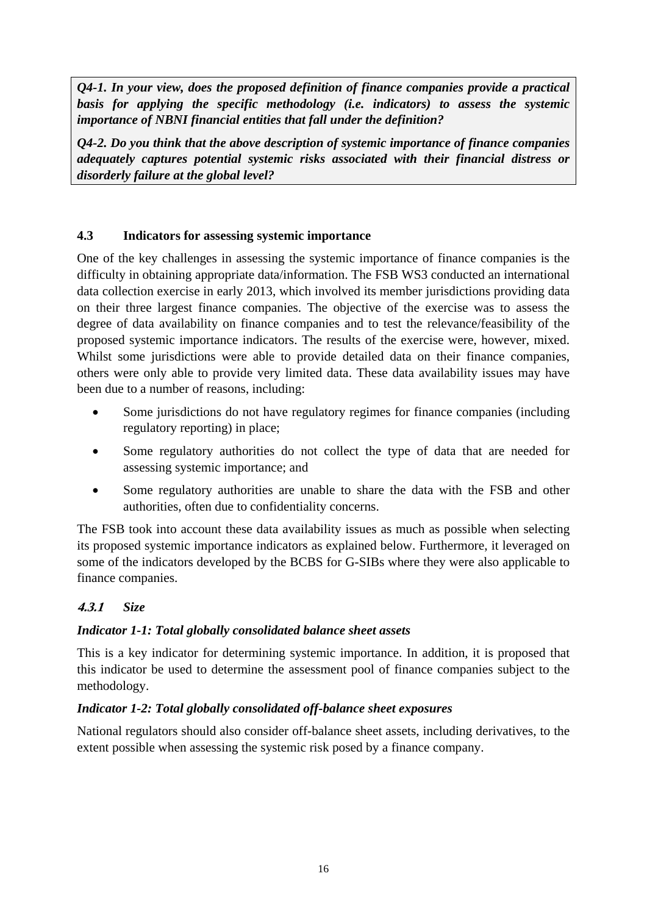***Q4-1. In your view, does the proposed definition of finance companies provide a practical basis for applying the specific methodology (i.e. indicators) to assess the systemic importance of NBNI financial entities that fall under the definition?***

***Q4-2. Do you think that the above description of systemic importance of finance companies adequately captures potential systemic risks associated with their financial distress or disorderly failure at the global level?***

### 4.3 Indicators for assessing systemic importance

One of the key challenges in assessing the systemic importance of finance companies is the difficulty in obtaining appropriate data/information. The FSB WS3 conducted an international data collection exercise in early 2013, which involved its member jurisdictions providing data on their three largest finance companies. The objective of the exercise was to assess the degree of data availability on finance companies and to test the relevance/feasibility of the proposed systemic importance indicators. The results of the exercise were, however, mixed. Whilst some jurisdictions were able to provide detailed data on their finance companies, others were only able to provide very limited data. These data availability issues may have been due to a number of reasons, including:

- Some jurisdictions do not have regulatory regimes for finance companies (including regulatory reporting) in place;
- Some regulatory authorities do not collect the type of data that are needed for assessing systemic importance; and
- Some regulatory authorities are unable to share the data with the FSB and other authorities, often due to confidentiality concerns.

The FSB took into account these data availability issues as much as possible when selecting its proposed systemic importance indicators as explained below. Furthermore, it leveraged on some of the indicators developed by the BCBS for G-SIBs where they were also applicable to finance companies.

#### *4.3.1 Size*

***Indicator 1-1: Total globally consolidated balance sheet assets***

This is a key indicator for determining systemic importance. In addition, it is proposed that this indicator be used to determine the assessment pool of finance companies subject to the methodology.

***Indicator 1-2: Total globally consolidated off-balance sheet exposures***

National regulators should also consider off-balance sheet assets, including derivatives, to the extent possible when assessing the systemic risk posed by a finance company.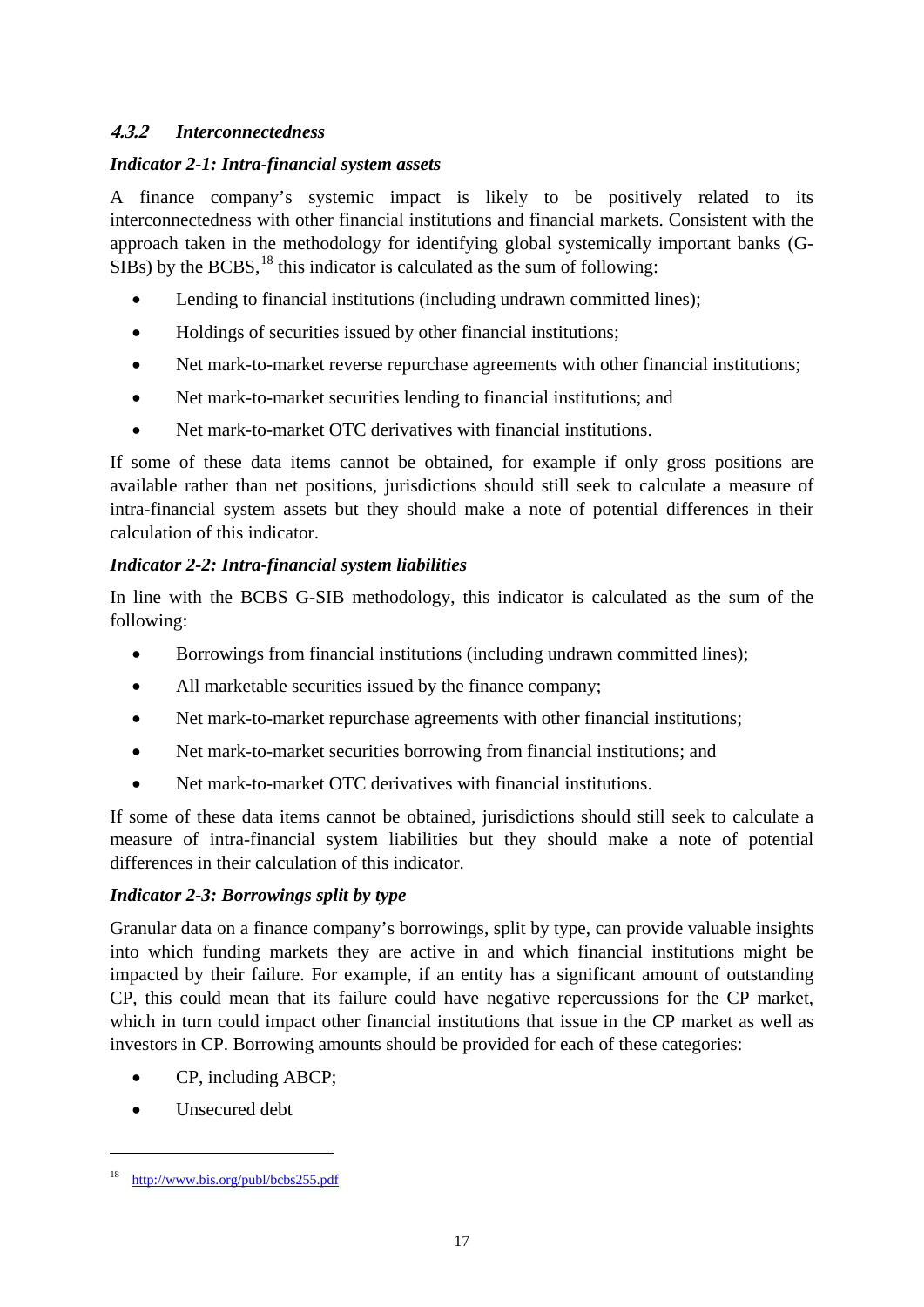#### *4.3.2 Interconnectedness*

***Indicator 2-1: Intra-financial system assets***

A finance company's systemic impact is likely to be positively related to its interconnectedness with other financial institutions and financial markets. Consistent with the approach taken in the methodology for identifying global systemically important banks (G-SIBs) by the BCBS,[18] this indicator is calculated as the sum of following:

- Lending to financial institutions (including undrawn committed lines);
- Holdings of securities issued by other financial institutions;
- Net mark-to-market reverse repurchase agreements with other financial institutions;
- Net mark-to-market securities lending to financial institutions; and
- Net mark-to-market OTC derivatives with financial institutions.

If some of these data items cannot be obtained, for example if only gross positions are available rather than net positions, jurisdictions should still seek to calculate a measure of intra-financial system assets but they should make a note of potential differences in their calculation of this indicator.

***Indicator 2-2: Intra-financial system liabilities***

In line with the BCBS G-SIB methodology, this indicator is calculated as the sum of the following:

- Borrowings from financial institutions (including undrawn committed lines);
- All marketable securities issued by the finance company;
- Net mark-to-market repurchase agreements with other financial institutions;
- Net mark-to-market securities borrowing from financial institutions; and
- Net mark-to-market OTC derivatives with financial institutions.

If some of these data items cannot be obtained, jurisdictions should still seek to calculate a measure of intra-financial system liabilities but they should make a note of potential differences in their calculation of this indicator.

***Indicator 2-3: Borrowings split by type***

Granular data on a finance company's borrowings, split by type, can provide valuable insights into which funding markets they are active in and which financial institutions might be impacted by their failure. For example, if an entity has a significant amount of outstanding CP, this could mean that its failure could have negative repercussions for the CP market, which in turn could impact other financial institutions that issue in the CP market as well as investors in CP. Borrowing amounts should be provided for each of these categories:

- CP, including ABCP;
- Unsecured debt

---

[18] http://www.bis.org/publ/bcbs255.pdf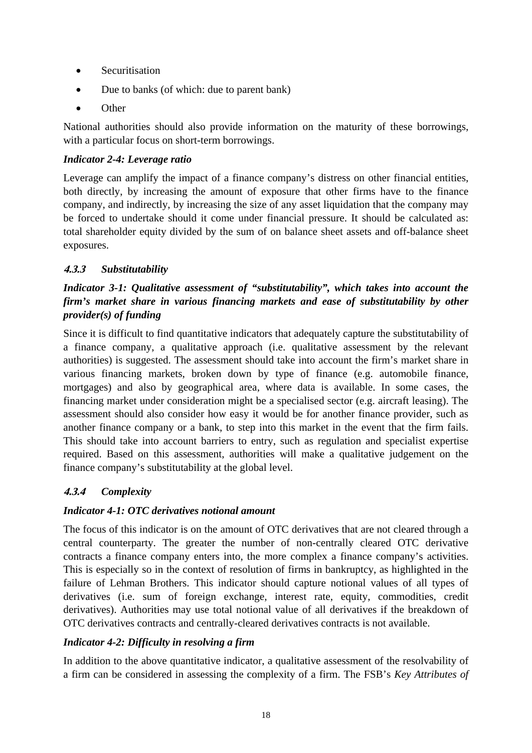- Securitisation
- Due to banks (of which: due to parent bank)
- Other

National authorities should also provide information on the maturity of these borrowings, with a particular focus on short-term borrowings.

***Indicator 2-4: Leverage ratio***

Leverage can amplify the impact of a finance company's distress on other financial entities, both directly, by increasing the amount of exposure that other firms have to the finance company, and indirectly, by increasing the size of any asset liquidation that the company may be forced to undertake should it come under financial pressure. It should be calculated as: total shareholder equity divided by the sum of on balance sheet assets and off-balance sheet exposures.

### *4.3.3 Substitutability*

***Indicator 3-1: Qualitative assessment of "substitutability", which takes into account the firm's market share in various financing markets and ease of substitutability by other provider(s) of funding***

Since it is difficult to find quantitative indicators that adequately capture the substitutability of a finance company, a qualitative approach (i.e. qualitative assessment by the relevant authorities) is suggested. The assessment should take into account the firm's market share in various financing markets, broken down by type of finance (e.g. automobile finance, mortgages) and also by geographical area, where data is available. In some cases, the financing market under consideration might be a specialised sector (e.g. aircraft leasing). The assessment should also consider how easy it would be for another finance provider, such as another finance company or a bank, to step into this market in the event that the firm fails. This should take into account barriers to entry, such as regulation and specialist expertise required. Based on this assessment, authorities will make a qualitative judgement on the finance company's substitutability at the global level.

### *4.3.4 Complexity*

***Indicator 4-1: OTC derivatives notional amount***

The focus of this indicator is on the amount of OTC derivatives that are not cleared through a central counterparty. The greater the number of non-centrally cleared OTC derivative contracts a finance company enters into, the more complex a finance company's activities. This is especially so in the context of resolution of firms in bankruptcy, as highlighted in the failure of Lehman Brothers. This indicator should capture notional values of all types of derivatives (i.e. sum of foreign exchange, interest rate, equity, commodities, credit derivatives). Authorities may use total notional value of all derivatives if the breakdown of OTC derivatives contracts and centrally-cleared derivatives contracts is not available.

***Indicator 4-2: Difficulty in resolving a firm***

In addition to the above quantitative indicator, a qualitative assessment of the resolvability of a firm can be considered in assessing the complexity of a firm. The FSB's *Key Attributes of*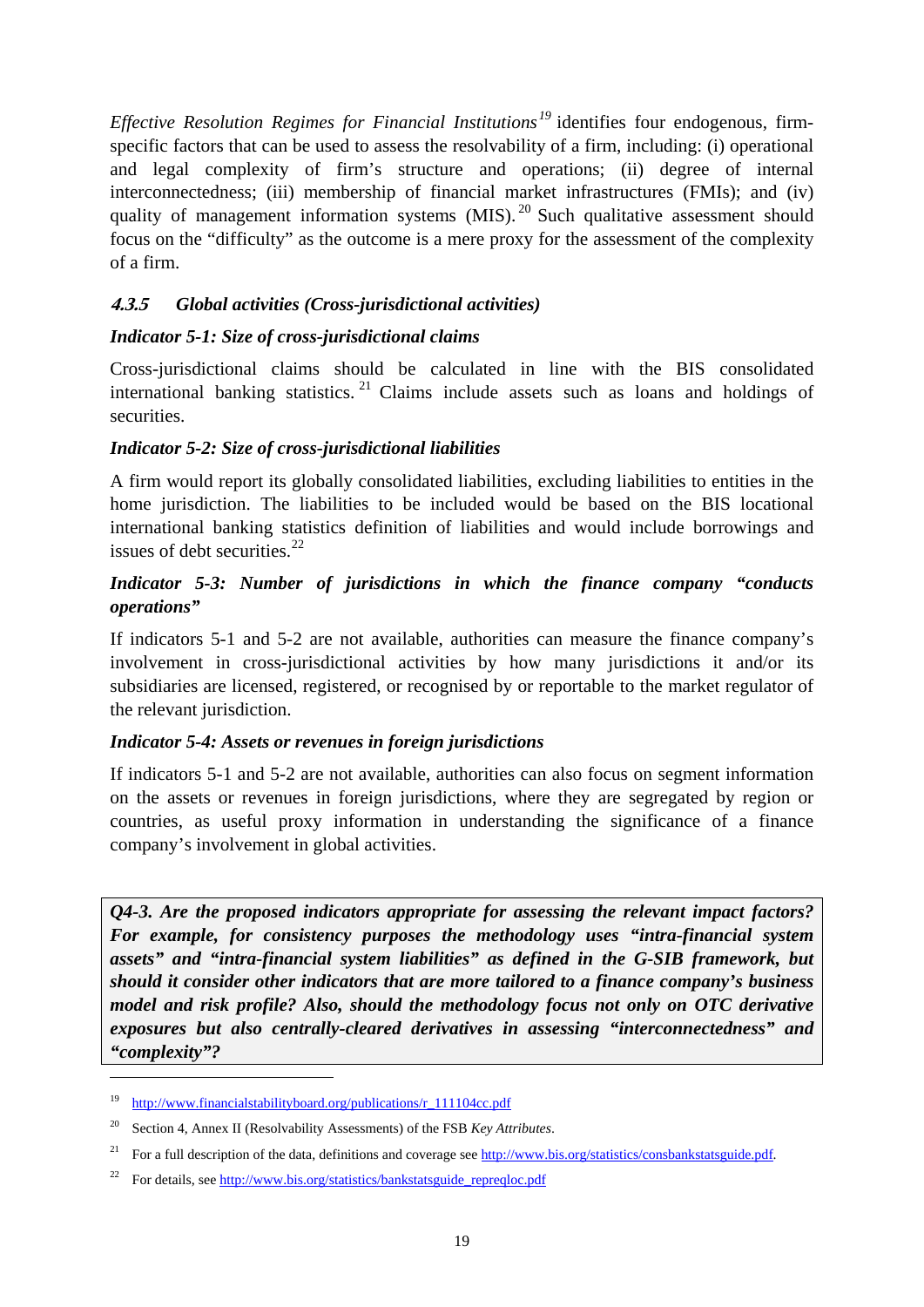*Effective Resolution Regimes for Financial Institutions*[19] identifies four endogenous, firm-specific factors that can be used to assess the resolvability of a firm, including: (i) operational and legal complexity of firm's structure and operations; (ii) degree of internal interconnectedness; (iii) membership of financial market infrastructures (FMIs); and (iv) quality of management information systems (MIS).[20] Such qualitative assessment should focus on the "difficulty" as the outcome is a mere proxy for the assessment of the complexity of a firm.

### *4.3.5 Global activities (Cross-jurisdictional activities)*

#### *Indicator 5-1: Size of cross-jurisdictional claims*

Cross-jurisdictional claims should be calculated in line with the BIS consolidated international banking statistics.[21] Claims include assets such as loans and holdings of securities.

#### *Indicator 5-2: Size of cross-jurisdictional liabilities*

A firm would report its globally consolidated liabilities, excluding liabilities to entities in the home jurisdiction. The liabilities to be included would be based on the BIS locational international banking statistics definition of liabilities and would include borrowings and issues of debt securities.[22]

#### *Indicator 5-3: Number of jurisdictions in which the finance company "conducts operations"*

If indicators 5-1 and 5-2 are not available, authorities can measure the finance company's involvement in cross-jurisdictional activities by how many jurisdictions it and/or its subsidiaries are licensed, registered, or recognised by or reportable to the market regulator of the relevant jurisdiction.

#### *Indicator 5-4: Assets or revenues in foreign jurisdictions*

If indicators 5-1 and 5-2 are not available, authorities can also focus on segment information on the assets or revenues in foreign jurisdictions, where they are segregated by region or countries, as useful proxy information in understanding the significance of a finance company's involvement in global activities.

> ***Q4-3. Are the proposed indicators appropriate for assessing the relevant impact factors? For example, for consistency purposes the methodology uses "intra-financial system assets" and "intra-financial system liabilities" as defined in the G-SIB framework, but should it consider other indicators that are more tailored to a finance company's business model and risk profile? Also, should the methodology focus not only on OTC derivative exposures but also centrally-cleared derivatives in assessing "interconnectedness" and "complexity"?***

---

[19] http://www.financialstabilityboard.org/publications/r_111104cc.pdf

[20] Section 4, Annex II (Resolvability Assessments) of the FSB *Key Attributes*.

[21] For a full description of the data, definitions and coverage see http://www.bis.org/statistics/consbankstatsguide.pdf.

[22] For details, see http://www.bis.org/statistics/bankstatsguide_repreqloc.pdf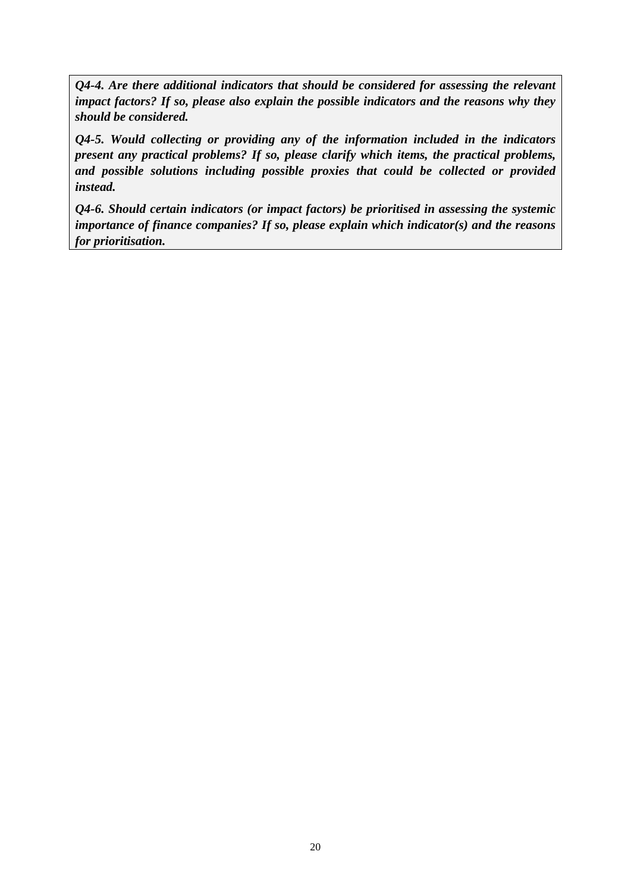***Q4-4. Are there additional indicators that should be considered for assessing the relevant impact factors? If so, please also explain the possible indicators and the reasons why they should be considered.***

***Q4-5. Would collecting or providing any of the information included in the indicators present any practical problems? If so, please clarify which items, the practical problems, and possible solutions including possible proxies that could be collected or provided instead.***

***Q4-6. Should certain indicators (or impact factors) be prioritised in assessing the systemic importance of finance companies? If so, please explain which indicator(s) and the reasons for prioritisation.***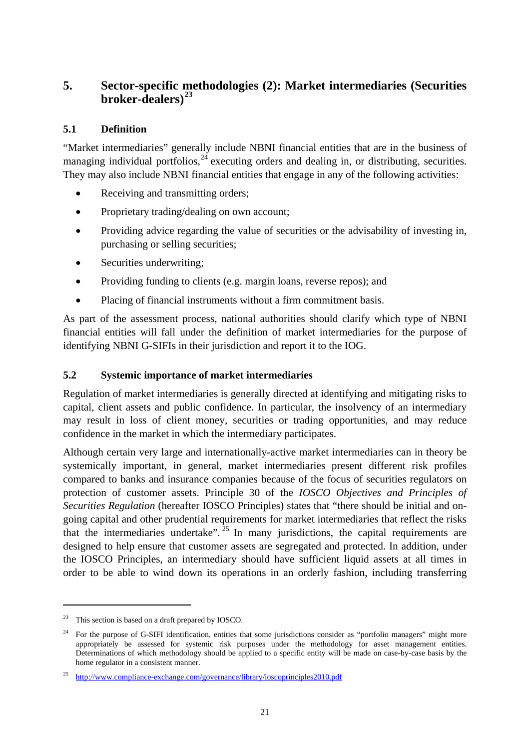## 5. Sector-specific methodologies (2): Market intermediaries (Securities broker-dealers)[23]

### 5.1 Definition

"Market intermediaries" generally include NBNI financial entities that are in the business of managing individual portfolios,[24] executing orders and dealing in, or distributing, securities. They may also include NBNI financial entities that engage in any of the following activities:

- Receiving and transmitting orders;
- Proprietary trading/dealing on own account;
- Providing advice regarding the value of securities or the advisability of investing in, purchasing or selling securities;
- Securities underwriting;
- Providing funding to clients (e.g. margin loans, reverse repos); and
- Placing of financial instruments without a firm commitment basis.

As part of the assessment process, national authorities should clarify which type of NBNI financial entities will fall under the definition of market intermediaries for the purpose of identifying NBNI G-SIFIs in their jurisdiction and report it to the IOG.

### 5.2 Systemic importance of market intermediaries

Regulation of market intermediaries is generally directed at identifying and mitigating risks to capital, client assets and public confidence. In particular, the insolvency of an intermediary may result in loss of client money, securities or trading opportunities, and may reduce confidence in the market in which the intermediary participates.

Although certain very large and internationally-active market intermediaries can in theory be systemically important, in general, market intermediaries present different risk profiles compared to banks and insurance companies because of the focus of securities regulators on protection of customer assets. Principle 30 of the *IOSCO Objectives and Principles of Securities Regulation* (hereafter IOSCO Principles) states that "there should be initial and on-going capital and other prudential requirements for market intermediaries that reflect the risks that the intermediaries undertake".[25] In many jurisdictions, the capital requirements are designed to help ensure that customer assets are segregated and protected. In addition, under the IOSCO Principles, an intermediary should have sufficient liquid assets at all times in order to be able to wind down its operations in an orderly fashion, including transferring

---

[23] This section is based on a draft prepared by IOSCO.

[24] For the purpose of G-SIFI identification, entities that some jurisdictions consider as "portfolio managers" might more appropriately be assessed for systemic risk purposes under the methodology for asset management entities. Determinations of which methodology should be applied to a specific entity will be made on case-by-case basis by the home regulator in a consistent manner.

[25] http://www.compliance-exchange.com/governance/library/ioscoprinciples2010.pdf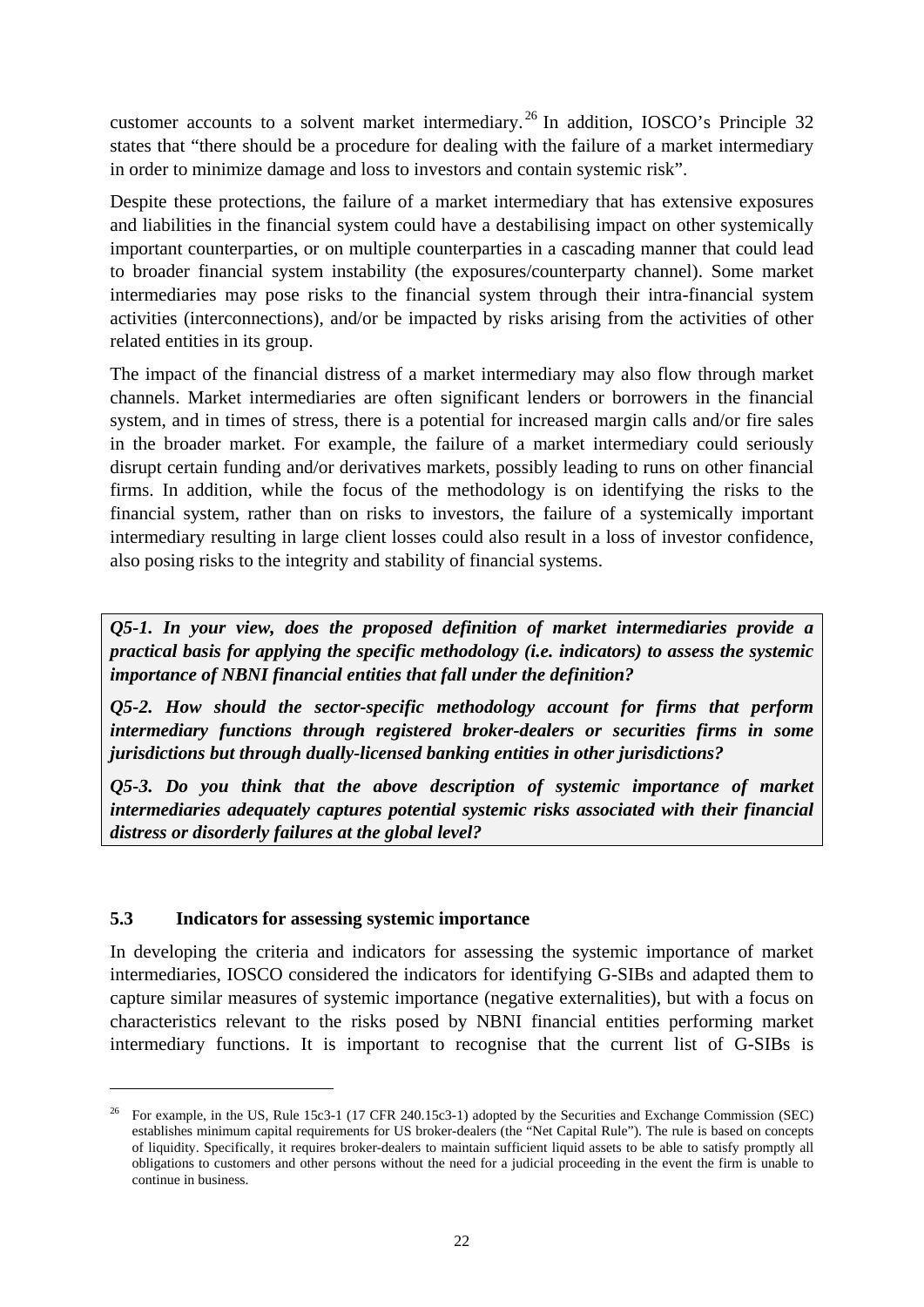customer accounts to a solvent market intermediary.[26] In addition, IOSCO's Principle 32 states that "there should be a procedure for dealing with the failure of a market intermediary in order to minimize damage and loss to investors and contain systemic risk".

Despite these protections, the failure of a market intermediary that has extensive exposures and liabilities in the financial system could have a destabilising impact on other systemically important counterparties, or on multiple counterparties in a cascading manner that could lead to broader financial system instability (the exposures/counterparty channel). Some market intermediaries may pose risks to the financial system through their intra-financial system activities (interconnections), and/or be impacted by risks arising from the activities of other related entities in its group.

The impact of the financial distress of a market intermediary may also flow through market channels. Market intermediaries are often significant lenders or borrowers in the financial system, and in times of stress, there is a potential for increased margin calls and/or fire sales in the broader market. For example, the failure of a market intermediary could seriously disrupt certain funding and/or derivatives markets, possibly leading to runs on other financial firms. In addition, while the focus of the methodology is on identifying the risks to the financial system, rather than on risks to investors, the failure of a systemically important intermediary resulting in large client losses could also result in a loss of investor confidence, also posing risks to the integrity and stability of financial systems.

***Q5-1. In your view, does the proposed definition of market intermediaries provide a practical basis for applying the specific methodology (i.e. indicators) to assess the systemic importance of NBNI financial entities that fall under the definition?***

***Q5-2. How should the sector-specific methodology account for firms that perform intermediary functions through registered broker-dealers or securities firms in some jurisdictions but through dually-licensed banking entities in other jurisdictions?***

***Q5-3. Do you think that the above description of systemic importance of market intermediaries adequately captures potential systemic risks associated with their financial distress or disorderly failures at the global level?***

### 5.3 Indicators for assessing systemic importance

In developing the criteria and indicators for assessing the systemic importance of market intermediaries, IOSCO considered the indicators for identifying G-SIBs and adapted them to capture similar measures of systemic importance (negative externalities), but with a focus on characteristics relevant to the risks posed by NBNI financial entities performing market intermediary functions. It is important to recognise that the current list of G-SIBs is

---

[26] For example, in the US, Rule 15c3-1 (17 CFR 240.15c3-1) adopted by the Securities and Exchange Commission (SEC) establishes minimum capital requirements for US broker-dealers (the "Net Capital Rule"). The rule is based on concepts of liquidity. Specifically, it requires broker-dealers to maintain sufficient liquid assets to be able to satisfy promptly all obligations to customers and other persons without the need for a judicial proceeding in the event the firm is unable to continue in business.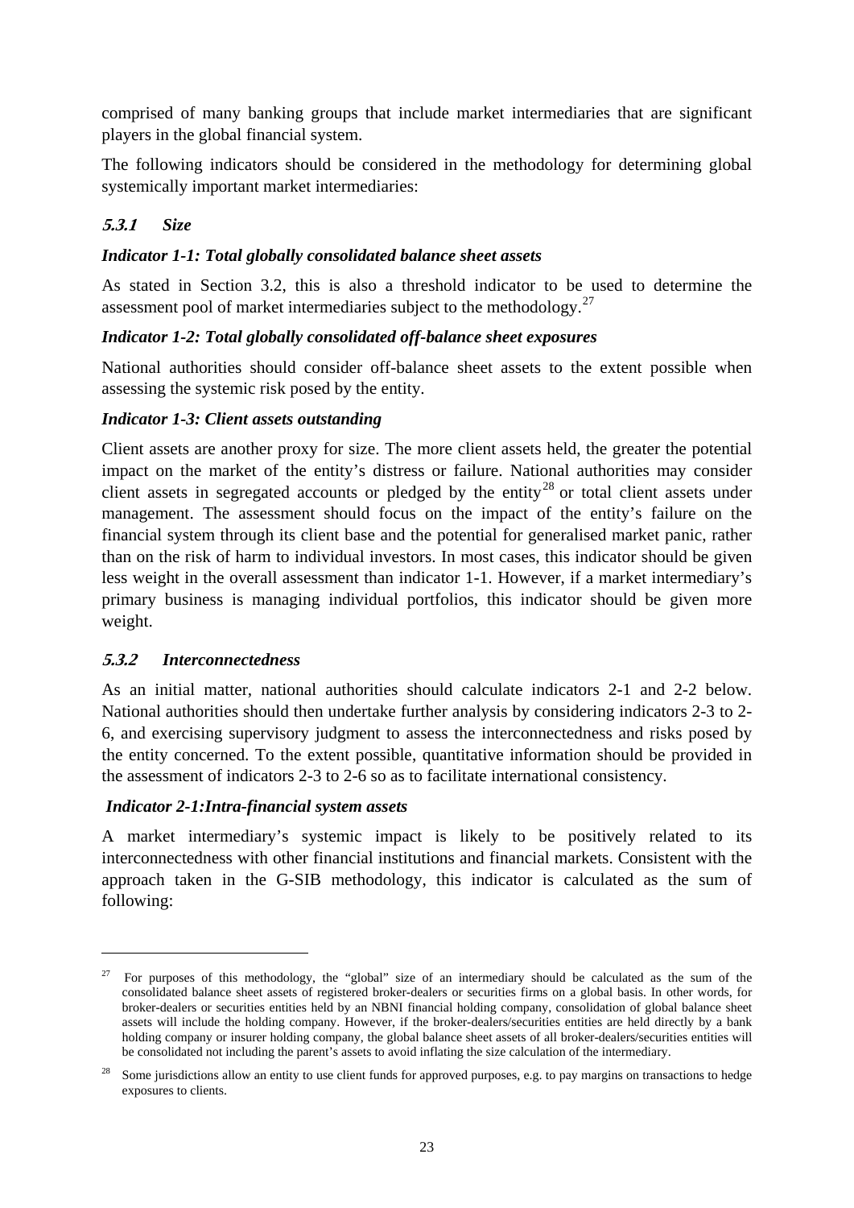comprised of many banking groups that include market intermediaries that are significant players in the global financial system.

The following indicators should be considered in the methodology for determining global systemically important market intermediaries:

### *5.3.1 Size*

***Indicator 1-1: Total globally consolidated balance sheet assets***

As stated in Section 3.2, this is also a threshold indicator to be used to determine the assessment pool of market intermediaries subject to the methodology.[27]

***Indicator 1-2: Total globally consolidated off-balance sheet exposures***

National authorities should consider off-balance sheet assets to the extent possible when assessing the systemic risk posed by the entity.

***Indicator 1-3: Client assets outstanding***

Client assets are another proxy for size. The more client assets held, the greater the potential impact on the market of the entity's distress or failure. National authorities may consider client assets in segregated accounts or pledged by the entity[28] or total client assets under management. The assessment should focus on the impact of the entity's failure on the financial system through its client base and the potential for generalised market panic, rather than on the risk of harm to individual investors. In most cases, this indicator should be given less weight in the overall assessment than indicator 1-1. However, if a market intermediary's primary business is managing individual portfolios, this indicator should be given more weight.

### *5.3.2 Interconnectedness*

As an initial matter, national authorities should calculate indicators 2-1 and 2-2 below. National authorities should then undertake further analysis by considering indicators 2-3 to 2-6, and exercising supervisory judgment to assess the interconnectedness and risks posed by the entity concerned. To the extent possible, quantitative information should be provided in the assessment of indicators 2-3 to 2-6 so as to facilitate international consistency.

***Indicator 2-1:Intra-financial system assets***

A market intermediary's systemic impact is likely to be positively related to its interconnectedness with other financial institutions and financial markets. Consistent with the approach taken in the G-SIB methodology, this indicator is calculated as the sum of following:

---

[27] For purposes of this methodology, the "global" size of an intermediary should be calculated as the sum of the consolidated balance sheet assets of registered broker-dealers or securities firms on a global basis. In other words, for broker-dealers or securities entities held by an NBNI financial holding company, consolidation of global balance sheet assets will include the holding company. However, if the broker-dealers/securities entities are held directly by a bank holding company or insurer holding company, the global balance sheet assets of all broker-dealers/securities entities will be consolidated not including the parent's assets to avoid inflating the size calculation of the intermediary.

[28] Some jurisdictions allow an entity to use client funds for approved purposes, e.g. to pay margins on transactions to hedge exposures to clients.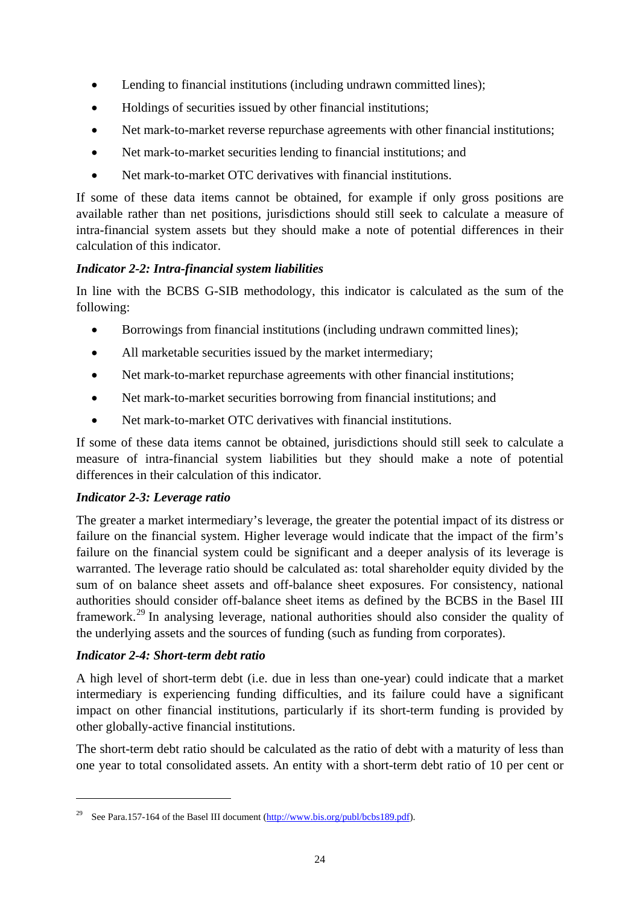- Lending to financial institutions (including undrawn committed lines);
- Holdings of securities issued by other financial institutions;
- Net mark-to-market reverse repurchase agreements with other financial institutions;
- Net mark-to-market securities lending to financial institutions; and
- Net mark-to-market OTC derivatives with financial institutions.

If some of these data items cannot be obtained, for example if only gross positions are available rather than net positions, jurisdictions should still seek to calculate a measure of intra-financial system assets but they should make a note of potential differences in their calculation of this indicator.

***Indicator 2-2: Intra-financial system liabilities***

In line with the BCBS G-SIB methodology, this indicator is calculated as the sum of the following:

- Borrowings from financial institutions (including undrawn committed lines);
- All marketable securities issued by the market intermediary;
- Net mark-to-market repurchase agreements with other financial institutions;
- Net mark-to-market securities borrowing from financial institutions; and
- Net mark-to-market OTC derivatives with financial institutions.

If some of these data items cannot be obtained, jurisdictions should still seek to calculate a measure of intra-financial system liabilities but they should make a note of potential differences in their calculation of this indicator.

***Indicator 2-3: Leverage ratio***

The greater a market intermediary's leverage, the greater the potential impact of its distress or failure on the financial system. Higher leverage would indicate that the impact of the firm's failure on the financial system could be significant and a deeper analysis of its leverage is warranted. The leverage ratio should be calculated as: total shareholder equity divided by the sum of on balance sheet assets and off-balance sheet exposures. For consistency, national authorities should consider off-balance sheet items as defined by the BCBS in the Basel III framework.[29] In analysing leverage, national authorities should also consider the quality of the underlying assets and the sources of funding (such as funding from corporates).

***Indicator 2-4: Short-term debt ratio***

A high level of short-term debt (i.e. due in less than one-year) could indicate that a market intermediary is experiencing funding difficulties, and its failure could have a significant impact on other financial institutions, particularly if its short-term funding is provided by other globally-active financial institutions.

The short-term debt ratio should be calculated as the ratio of debt with a maturity of less than one year to total consolidated assets. An entity with a short-term debt ratio of 10 per cent or

---

[29] See Para.157-164 of the Basel III document (http://www.bis.org/publ/bcbs189.pdf).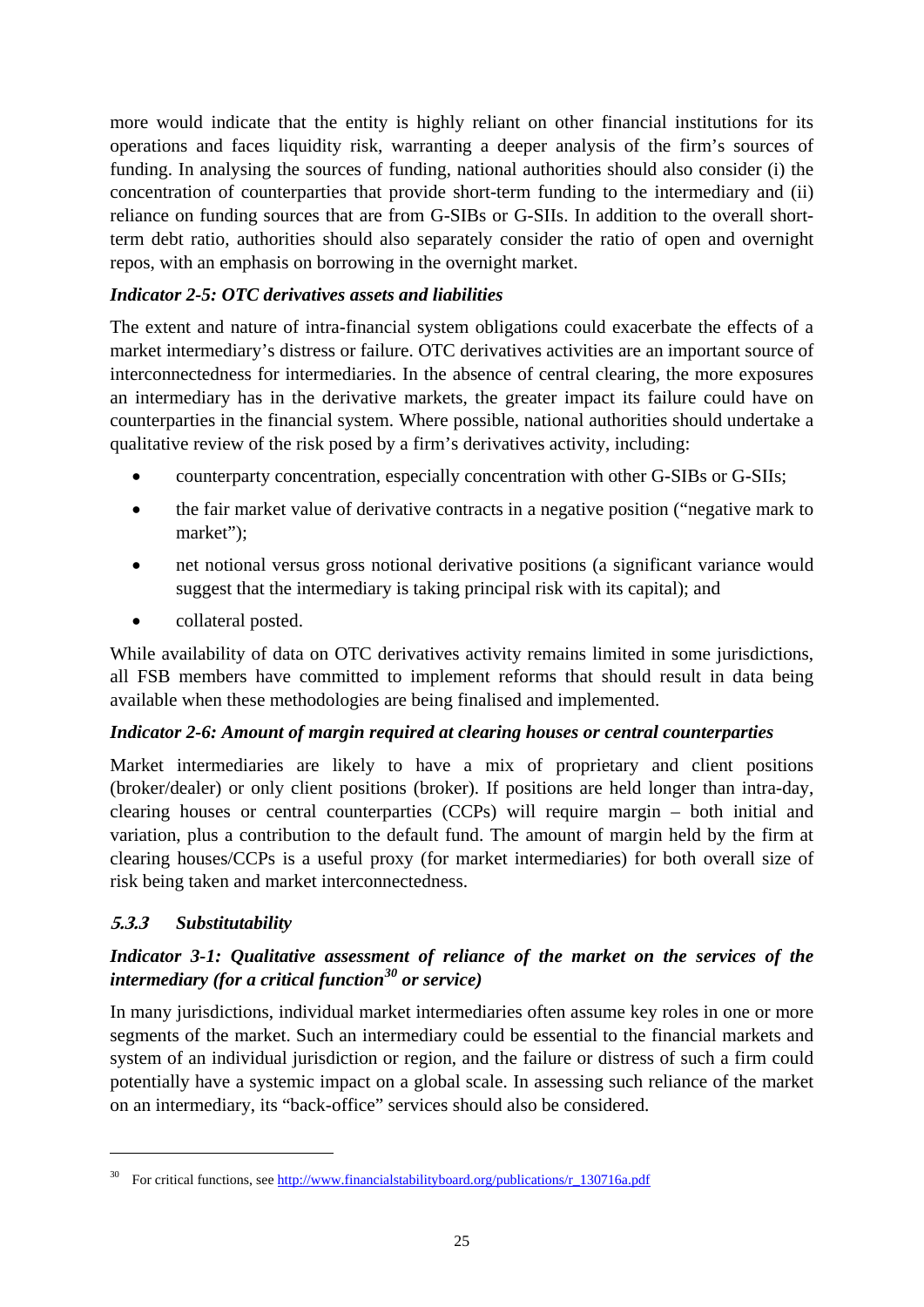more would indicate that the entity is highly reliant on other financial institutions for its operations and faces liquidity risk, warranting a deeper analysis of the firm's sources of funding. In analysing the sources of funding, national authorities should also consider (i) the concentration of counterparties that provide short-term funding to the intermediary and (ii) reliance on funding sources that are from G-SIBs or G-SIIs. In addition to the overall short-term debt ratio, authorities should also separately consider the ratio of open and overnight repos, with an emphasis on borrowing in the overnight market.

***Indicator 2-5: OTC derivatives assets and liabilities***

The extent and nature of intra-financial system obligations could exacerbate the effects of a market intermediary's distress or failure. OTC derivatives activities are an important source of interconnectedness for intermediaries. In the absence of central clearing, the more exposures an intermediary has in the derivative markets, the greater impact its failure could have on counterparties in the financial system. Where possible, national authorities should undertake a qualitative review of the risk posed by a firm's derivatives activity, including:

- counterparty concentration, especially concentration with other G-SIBs or G-SIIs;
- the fair market value of derivative contracts in a negative position ("negative mark to market");
- net notional versus gross notional derivative positions (a significant variance would suggest that the intermediary is taking principal risk with its capital); and
- collateral posted.

While availability of data on OTC derivatives activity remains limited in some jurisdictions, all FSB members have committed to implement reforms that should result in data being available when these methodologies are being finalised and implemented.

***Indicator 2-6: Amount of margin required at clearing houses or central counterparties***

Market intermediaries are likely to have a mix of proprietary and client positions (broker/dealer) or only client positions (broker). If positions are held longer than intra-day, clearing houses or central counterparties (CCPs) will require margin – both initial and variation, plus a contribution to the default fund. The amount of margin held by the firm at clearing houses/CCPs is a useful proxy (for market intermediaries) for both overall size of risk being taken and market interconnectedness.

#### *5.3.3 Substitutability*

***Indicator 3-1: Qualitative assessment of reliance of the market on the services of the intermediary (for a critical function[30] or service)***

In many jurisdictions, individual market intermediaries often assume key roles in one or more segments of the market. Such an intermediary could be essential to the financial markets and system of an individual jurisdiction or region, and the failure or distress of such a firm could potentially have a systemic impact on a global scale. In assessing such reliance of the market on an intermediary, its "back-office" services should also be considered.

---

[30] For critical functions, see http://www.financialstabilityboard.org/publications/r_130716a.pdf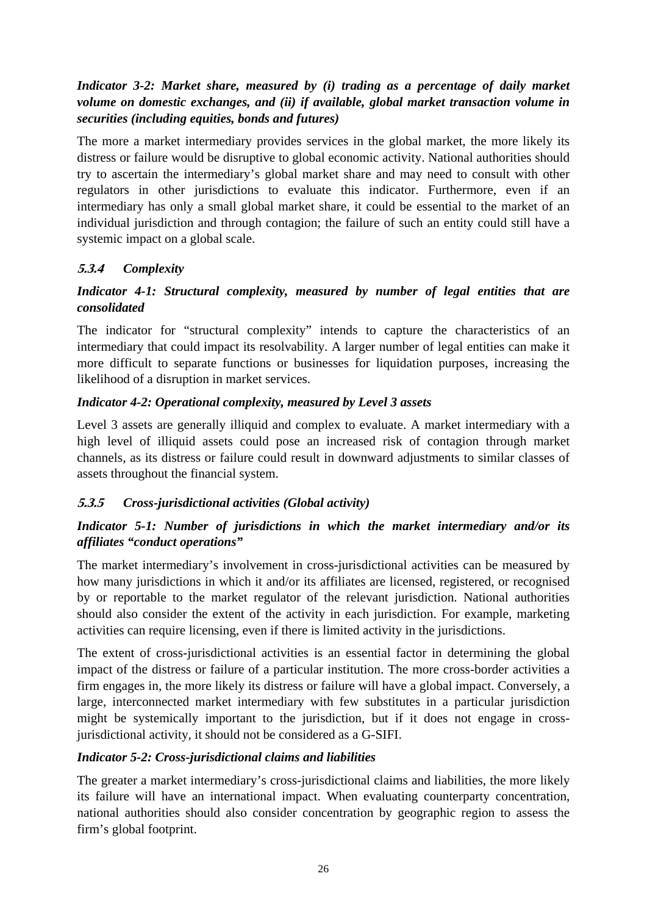*Indicator 3-2: Market share, measured by (i) trading as a percentage of daily market volume on domestic exchanges, and (ii) if available, global market transaction volume in securities (including equities, bonds and futures)*

The more a market intermediary provides services in the global market, the more likely its distress or failure would be disruptive to global economic activity. National authorities should try to ascertain the intermediary's global market share and may need to consult with other regulators in other jurisdictions to evaluate this indicator. Furthermore, even if an intermediary has only a small global market share, it could be essential to the market of an individual jurisdiction and through contagion; the failure of such an entity could still have a systemic impact on a global scale.

### *5.3.4 Complexity*

*Indicator 4-1: Structural complexity, measured by number of legal entities that are consolidated*

The indicator for "structural complexity" intends to capture the characteristics of an intermediary that could impact its resolvability. A larger number of legal entities can make it more difficult to separate functions or businesses for liquidation purposes, increasing the likelihood of a disruption in market services.

*Indicator 4-2: Operational complexity, measured by Level 3 assets*

Level 3 assets are generally illiquid and complex to evaluate. A market intermediary with a high level of illiquid assets could pose an increased risk of contagion through market channels, as its distress or failure could result in downward adjustments to similar classes of assets throughout the financial system.

### *5.3.5 Cross-jurisdictional activities (Global activity)*

*Indicator 5-1: Number of jurisdictions in which the market intermediary and/or its affiliates "conduct operations"*

The market intermediary's involvement in cross-jurisdictional activities can be measured by how many jurisdictions in which it and/or its affiliates are licensed, registered, or recognised by or reportable to the market regulator of the relevant jurisdiction. National authorities should also consider the extent of the activity in each jurisdiction. For example, marketing activities can require licensing, even if there is limited activity in the jurisdictions.

The extent of cross-jurisdictional activities is an essential factor in determining the global impact of the distress or failure of a particular institution. The more cross-border activities a firm engages in, the more likely its distress or failure will have a global impact. Conversely, a large, interconnected market intermediary with few substitutes in a particular jurisdiction might be systemically important to the jurisdiction, but if it does not engage in cross-jurisdictional activity, it should not be considered as a G-SIFI.

*Indicator 5-2: Cross-jurisdictional claims and liabilities*

The greater a market intermediary's cross-jurisdictional claims and liabilities, the more likely its failure will have an international impact. When evaluating counterparty concentration, national authorities should also consider concentration by geographic region to assess the firm's global footprint.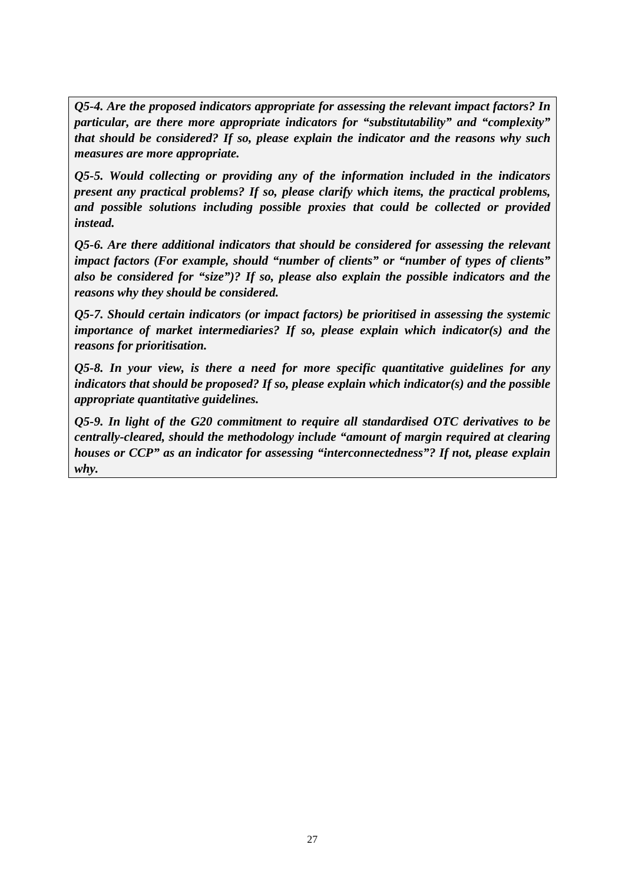***Q5-4. Are the proposed indicators appropriate for assessing the relevant impact factors? In particular, are there more appropriate indicators for "substitutability" and "complexity" that should be considered? If so, please explain the indicator and the reasons why such measures are more appropriate.***

***Q5-5. Would collecting or providing any of the information included in the indicators present any practical problems? If so, please clarify which items, the practical problems, and possible solutions including possible proxies that could be collected or provided instead.***

***Q5-6. Are there additional indicators that should be considered for assessing the relevant impact factors (For example, should "number of clients" or "number of types of clients" also be considered for "size")? If so, please also explain the possible indicators and the reasons why they should be considered.***

***Q5-7. Should certain indicators (or impact factors) be prioritised in assessing the systemic importance of market intermediaries? If so, please explain which indicator(s) and the reasons for prioritisation.***

***Q5-8. In your view, is there a need for more specific quantitative guidelines for any indicators that should be proposed? If so, please explain which indicator(s) and the possible appropriate quantitative guidelines.***

***Q5-9. In light of the G20 commitment to require all standardised OTC derivatives to be centrally-cleared, should the methodology include "amount of margin required at clearing houses or CCP" as an indicator for assessing "interconnectedness"? If not, please explain why.***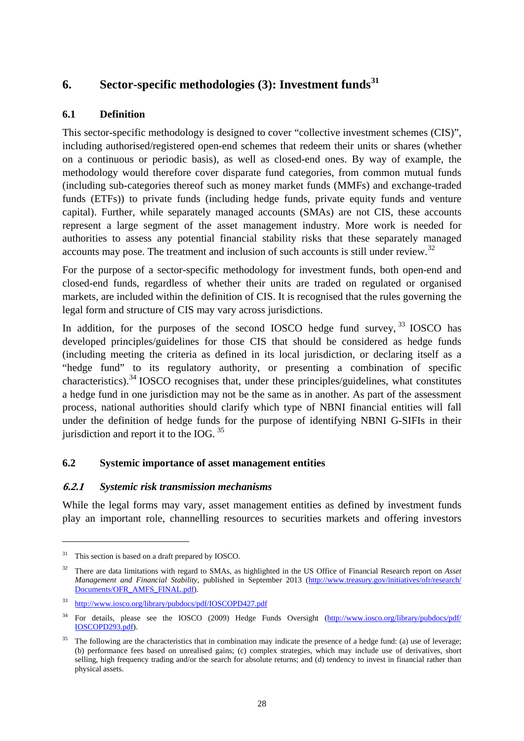## 6. Sector-specific methodologies (3): Investment funds[31]

### 6.1 Definition

This sector-specific methodology is designed to cover "collective investment schemes (CIS)", including authorised/registered open-end schemes that redeem their units or shares (whether on a continuous or periodic basis), as well as closed-end ones. By way of example, the methodology would therefore cover disparate fund categories, from common mutual funds (including sub-categories thereof such as money market funds (MMFs) and exchange-traded funds (ETFs)) to private funds (including hedge funds, private equity funds and venture capital). Further, while separately managed accounts (SMAs) are not CIS, these accounts represent a large segment of the asset management industry. More work is needed for authorities to assess any potential financial stability risks that these separately managed accounts may pose. The treatment and inclusion of such accounts is still under review.[32]

For the purpose of a sector-specific methodology for investment funds, both open-end and closed-end funds, regardless of whether their units are traded on regulated or organised markets, are included within the definition of CIS. It is recognised that the rules governing the legal form and structure of CIS may vary across jurisdictions.

In addition, for the purposes of the second IOSCO hedge fund survey,[33] IOSCO has developed principles/guidelines for those CIS that should be considered as hedge funds (including meeting the criteria as defined in its local jurisdiction, or declaring itself as a "hedge fund" to its regulatory authority, or presenting a combination of specific characteristics).[34] IOSCO recognises that, under these principles/guidelines, what constitutes a hedge fund in one jurisdiction may not be the same as in another. As part of the assessment process, national authorities should clarify which type of NBNI financial entities will fall under the definition of hedge funds for the purpose of identifying NBNI G-SIFIs in their jurisdiction and report it to the IOG.[35]

### 6.2 Systemic importance of asset management entities

#### *6.2.1 Systemic risk transmission mechanisms*

While the legal forms may vary, asset management entities as defined by investment funds play an important role, channelling resources to securities markets and offering investors

---

[31] This section is based on a draft prepared by IOSCO.

[32] There are data limitations with regard to SMAs, as highlighted in the US Office of Financial Research report on *Asset Management and Financial Stability*, published in September 2013 (http://www.treasury.gov/initiatives/ofr/research/Documents/OFR_AMFS_FINAL.pdf).

[33] http://www.iosco.org/library/pubdocs/pdf/IOSCOPD427.pdf

[34] For details, please see the IOSCO (2009) Hedge Funds Oversight (http://www.iosco.org/library/pubdocs/pdf/IOSCOPD293.pdf).

[35] The following are the characteristics that in combination may indicate the presence of a hedge fund: (a) use of leverage; (b) performance fees based on unrealised gains; (c) complex strategies, which may include use of derivatives, short selling, high frequency trading and/or the search for absolute returns; and (d) tendency to invest in financial rather than physical assets.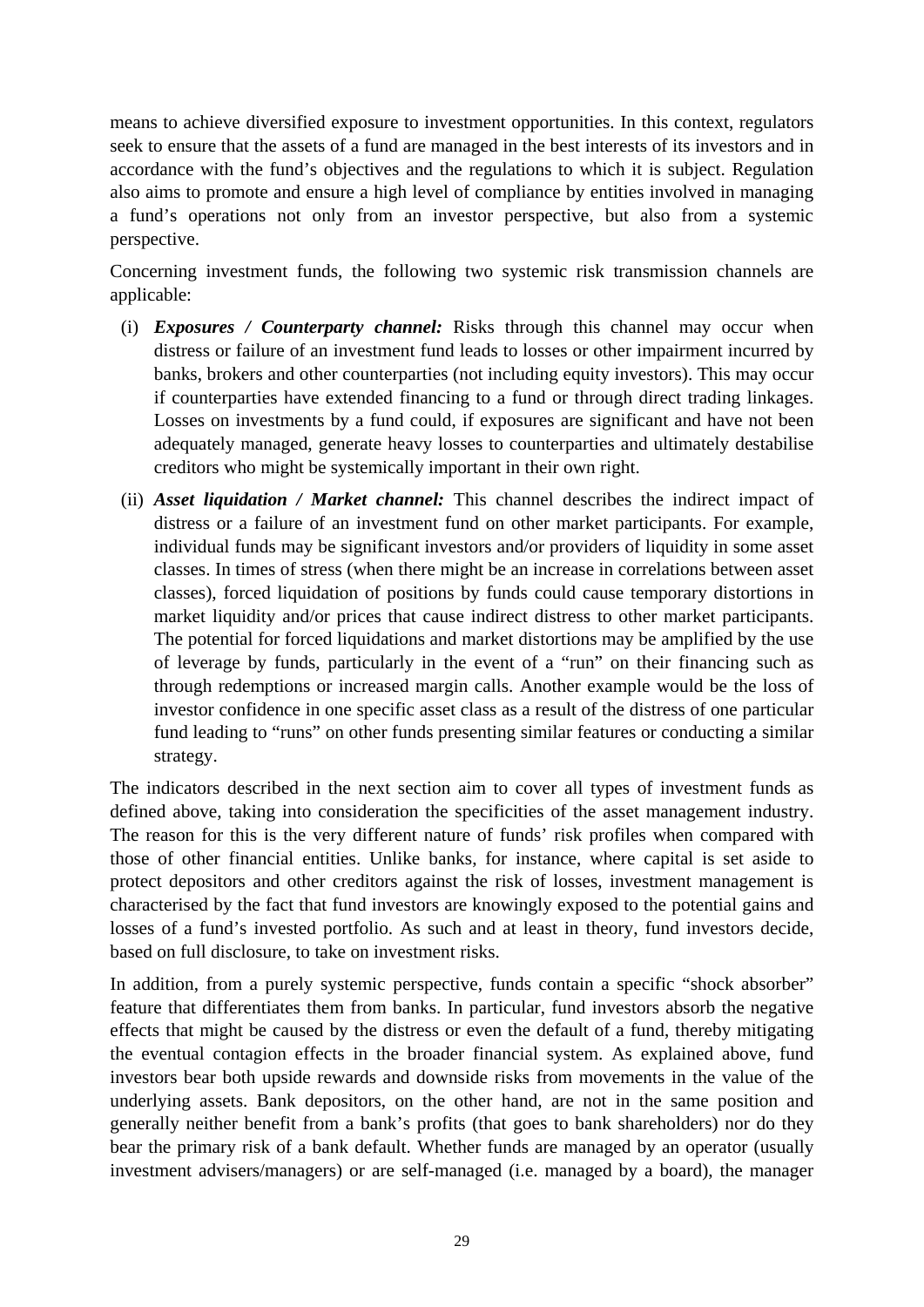means to achieve diversified exposure to investment opportunities. In this context, regulators seek to ensure that the assets of a fund are managed in the best interests of its investors and in accordance with the fund's objectives and the regulations to which it is subject. Regulation also aims to promote and ensure a high level of compliance by entities involved in managing a fund's operations not only from an investor perspective, but also from a systemic perspective.

Concerning investment funds, the following two systemic risk transmission channels are applicable:

(i) ***Exposures / Counterparty channel:*** Risks through this channel may occur when distress or failure of an investment fund leads to losses or other impairment incurred by banks, brokers and other counterparties (not including equity investors). This may occur if counterparties have extended financing to a fund or through direct trading linkages. Losses on investments by a fund could, if exposures are significant and have not been adequately managed, generate heavy losses to counterparties and ultimately destabilise creditors who might be systemically important in their own right.

(ii) ***Asset liquidation / Market channel:*** This channel describes the indirect impact of distress or a failure of an investment fund on other market participants. For example, individual funds may be significant investors and/or providers of liquidity in some asset classes. In times of stress (when there might be an increase in correlations between asset classes), forced liquidation of positions by funds could cause temporary distortions in market liquidity and/or prices that cause indirect distress to other market participants. The potential for forced liquidations and market distortions may be amplified by the use of leverage by funds, particularly in the event of a "run" on their financing such as through redemptions or increased margin calls. Another example would be the loss of investor confidence in one specific asset class as a result of the distress of one particular fund leading to "runs" on other funds presenting similar features or conducting a similar strategy.

The indicators described in the next section aim to cover all types of investment funds as defined above, taking into consideration the specificities of the asset management industry. The reason for this is the very different nature of funds' risk profiles when compared with those of other financial entities. Unlike banks, for instance, where capital is set aside to protect depositors and other creditors against the risk of losses, investment management is characterised by the fact that fund investors are knowingly exposed to the potential gains and losses of a fund's invested portfolio. As such and at least in theory, fund investors decide, based on full disclosure, to take on investment risks.

In addition, from a purely systemic perspective, funds contain a specific "shock absorber" feature that differentiates them from banks. In particular, fund investors absorb the negative effects that might be caused by the distress or even the default of a fund, thereby mitigating the eventual contagion effects in the broader financial system. As explained above, fund investors bear both upside rewards and downside risks from movements in the value of the underlying assets. Bank depositors, on the other hand, are not in the same position and generally neither benefit from a bank's profits (that goes to bank shareholders) nor do they bear the primary risk of a bank default. Whether funds are managed by an operator (usually investment advisers/managers) or are self-managed (i.e. managed by a board), the manager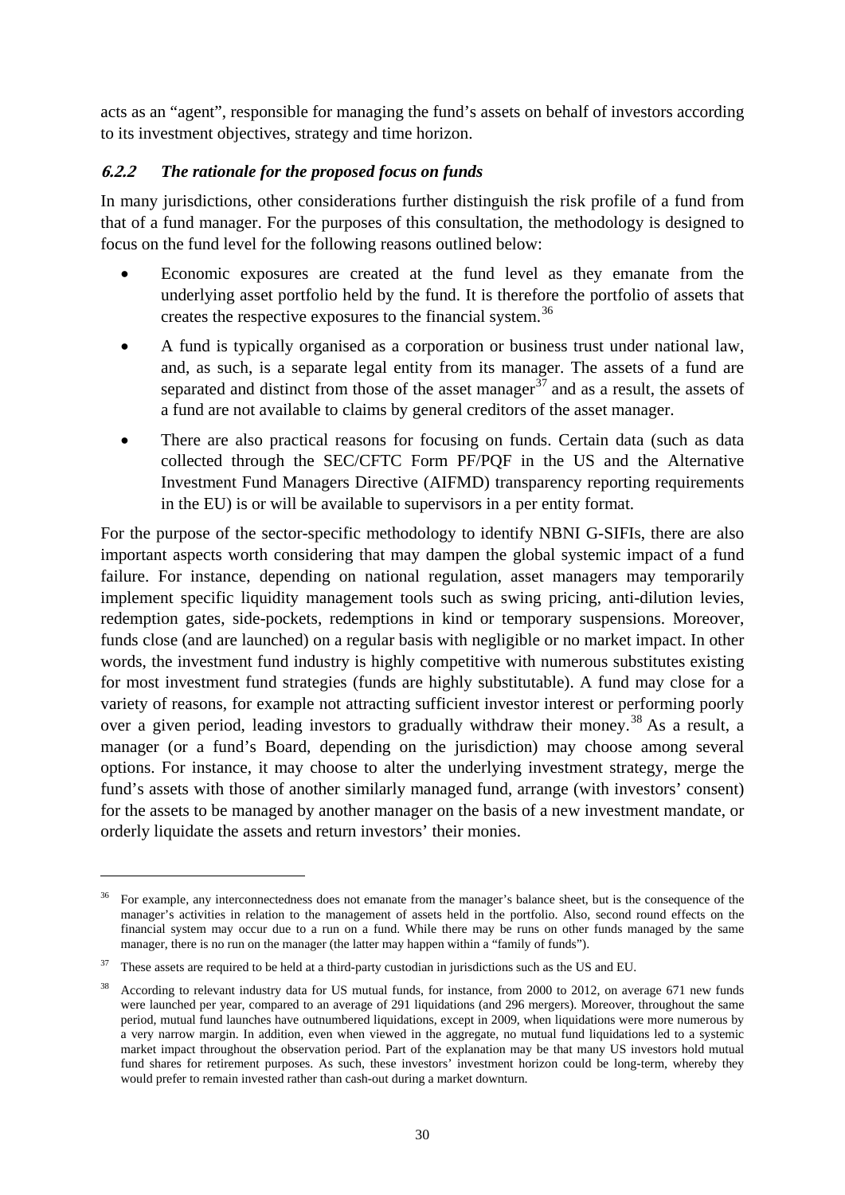acts as an "agent", responsible for managing the fund's assets on behalf of investors according to its investment objectives, strategy and time horizon.

### *6.2.2 The rationale for the proposed focus on funds*

In many jurisdictions, other considerations further distinguish the risk profile of a fund from that of a fund manager. For the purposes of this consultation, the methodology is designed to focus on the fund level for the following reasons outlined below:

- Economic exposures are created at the fund level as they emanate from the underlying asset portfolio held by the fund. It is therefore the portfolio of assets that creates the respective exposures to the financial system.[36]
- A fund is typically organised as a corporation or business trust under national law, and, as such, is a separate legal entity from its manager. The assets of a fund are separated and distinct from those of the asset manager[37] and as a result, the assets of a fund are not available to claims by general creditors of the asset manager.
- There are also practical reasons for focusing on funds. Certain data (such as data collected through the SEC/CFTC Form PF/PQF in the US and the Alternative Investment Fund Managers Directive (AIFMD) transparency reporting requirements in the EU) is or will be available to supervisors in a per entity format.

For the purpose of the sector-specific methodology to identify NBNI G-SIFIs, there are also important aspects worth considering that may dampen the global systemic impact of a fund failure. For instance, depending on national regulation, asset managers may temporarily implement specific liquidity management tools such as swing pricing, anti-dilution levies, redemption gates, side-pockets, redemptions in kind or temporary suspensions. Moreover, funds close (and are launched) on a regular basis with negligible or no market impact. In other words, the investment fund industry is highly competitive with numerous substitutes existing for most investment fund strategies (funds are highly substitutable). A fund may close for a variety of reasons, for example not attracting sufficient investor interest or performing poorly over a given period, leading investors to gradually withdraw their money.[38] As a result, a manager (or a fund's Board, depending on the jurisdiction) may choose among several options. For instance, it may choose to alter the underlying investment strategy, merge the fund's assets with those of another similarly managed fund, arrange (with investors' consent) for the assets to be managed by another manager on the basis of a new investment mandate, or orderly liquidate the assets and return investors' their monies.

---

[36] For example, any interconnectedness does not emanate from the manager's balance sheet, but is the consequence of the manager's activities in relation to the management of assets held in the portfolio. Also, second round effects on the financial system may occur due to a run on a fund. While there may be runs on other funds managed by the same manager, there is no run on the manager (the latter may happen within a "family of funds").

[37] These assets are required to be held at a third-party custodian in jurisdictions such as the US and EU.

[38] According to relevant industry data for US mutual funds, for instance, from 2000 to 2012, on average 671 new funds were launched per year, compared to an average of 291 liquidations (and 296 mergers). Moreover, throughout the same period, mutual fund launches have outnumbered liquidations, except in 2009, when liquidations were more numerous by a very narrow margin. In addition, even when viewed in the aggregate, no mutual fund liquidations led to a systemic market impact throughout the observation period. Part of the explanation may be that many US investors hold mutual fund shares for retirement purposes. As such, these investors' investment horizon could be long-term, whereby they would prefer to remain invested rather than cash-out during a market downturn.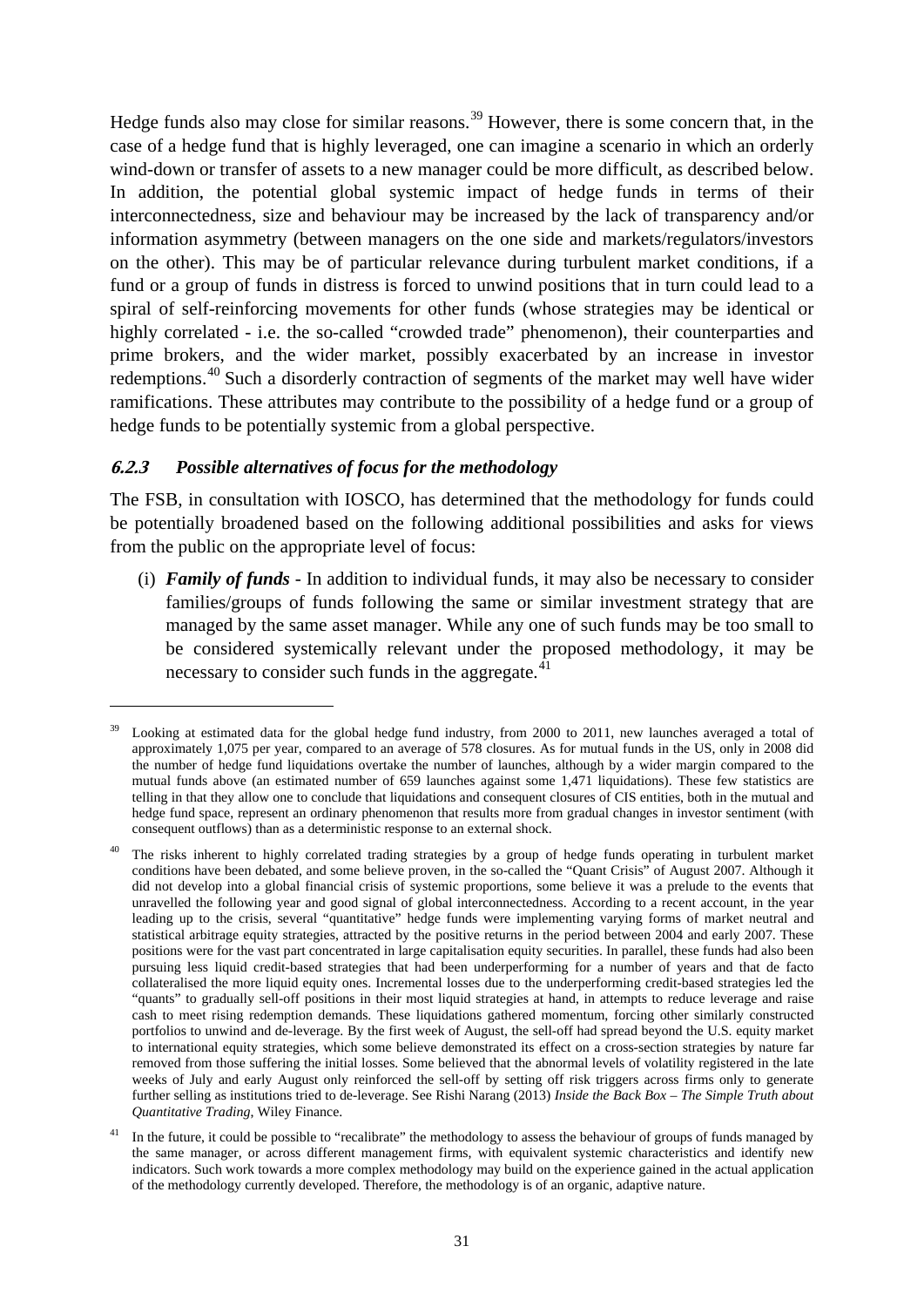Hedge funds also may close for similar reasons.[39] However, there is some concern that, in the case of a hedge fund that is highly leveraged, one can imagine a scenario in which an orderly wind-down or transfer of assets to a new manager could be more difficult, as described below. In addition, the potential global systemic impact of hedge funds in terms of their interconnectedness, size and behaviour may be increased by the lack of transparency and/or information asymmetry (between managers on the one side and markets/regulators/investors on the other). This may be of particular relevance during turbulent market conditions, if a fund or a group of funds in distress is forced to unwind positions that in turn could lead to a spiral of self-reinforcing movements for other funds (whose strategies may be identical or highly correlated - i.e. the so-called "crowded trade" phenomenon), their counterparties and prime brokers, and the wider market, possibly exacerbated by an increase in investor redemptions.[40] Such a disorderly contraction of segments of the market may well have wider ramifications. These attributes may contribute to the possibility of a hedge fund or a group of hedge funds to be potentially systemic from a global perspective.

### *6.2.3 Possible alternatives of focus for the methodology*

The FSB, in consultation with IOSCO, has determined that the methodology for funds could be potentially broadened based on the following additional possibilities and asks for views from the public on the appropriate level of focus:

(i) ***Family of funds*** - In addition to individual funds, it may also be necessary to consider families/groups of funds following the same or similar investment strategy that are managed by the same asset manager. While any one of such funds may be too small to be considered systemically relevant under the proposed methodology, it may be necessary to consider such funds in the aggregate.[41]

---

[39] Looking at estimated data for the global hedge fund industry, from 2000 to 2011, new launches averaged a total of approximately 1,075 per year, compared to an average of 578 closures. As for mutual funds in the US, only in 2008 did the number of hedge fund liquidations overtake the number of launches, although by a wider margin compared to the mutual funds above (an estimated number of 659 launches against some 1,471 liquidations). These few statistics are telling in that they allow one to conclude that liquidations and consequent closures of CIS entities, both in the mutual and hedge fund space, represent an ordinary phenomenon that results more from gradual changes in investor sentiment (with consequent outflows) than as a deterministic response to an external shock.

[40] The risks inherent to highly correlated trading strategies by a group of hedge funds operating in turbulent market conditions have been debated, and some believe proven, in the so-called the "Quant Crisis" of August 2007. Although it did not develop into a global financial crisis of systemic proportions, some believe it was a prelude to the events that unravelled the following year and good signal of global interconnectedness. According to a recent account, in the year leading up to the crisis, several "quantitative" hedge funds were implementing varying forms of market neutral and statistical arbitrage equity strategies, attracted by the positive returns in the period between 2004 and early 2007. These positions were for the vast part concentrated in large capitalisation equity securities. In parallel, these funds had also been pursuing less liquid credit-based strategies that had been underperforming for a number of years and that de facto collateralised the more liquid equity ones. Incremental losses due to the underperforming credit-based strategies led the "quants" to gradually sell-off positions in their most liquid strategies at hand, in attempts to reduce leverage and raise cash to meet rising redemption demands. These liquidations gathered momentum, forcing other similarly constructed portfolios to unwind and de-leverage. By the first week of August, the sell-off had spread beyond the U.S. equity market to international equity strategies, which some believe demonstrated its effect on a cross-section strategies by nature far removed from those suffering the initial losses. Some believed that the abnormal levels of volatility registered in the late weeks of July and early August only reinforced the sell-off by setting off risk triggers across firms only to generate further selling as institutions tried to de-leverage. See Rishi Narang (2013) *Inside the Back Box – The Simple Truth about Quantitative Trading*, Wiley Finance.

[41] In the future, it could be possible to "recalibrate" the methodology to assess the behaviour of groups of funds managed by the same manager, or across different management firms, with equivalent systemic characteristics and identify new indicators. Such work towards a more complex methodology may build on the experience gained in the actual application of the methodology currently developed. Therefore, the methodology is of an organic, adaptive nature.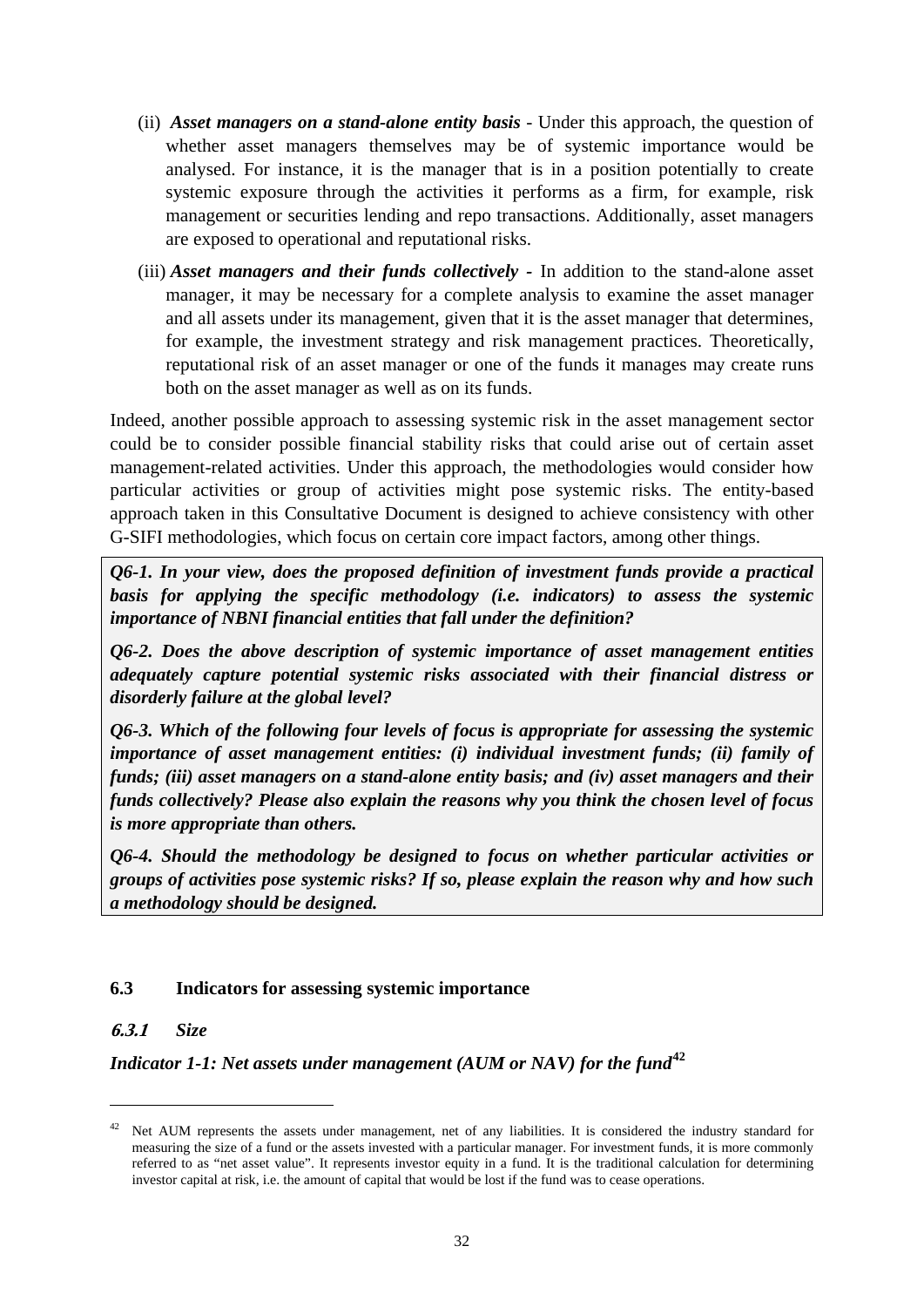(ii) ***Asset managers on a stand-alone entity basis*** - Under this approach, the question of whether asset managers themselves may be of systemic importance would be analysed. For instance, it is the manager that is in a position potentially to create systemic exposure through the activities it performs as a firm, for example, risk management or securities lending and repo transactions. Additionally, asset managers are exposed to operational and reputational risks.

(iii) ***Asset managers and their funds collectively*** **-** In addition to the stand-alone asset manager, it may be necessary for a complete analysis to examine the asset manager and all assets under its management, given that it is the asset manager that determines, for example, the investment strategy and risk management practices. Theoretically, reputational risk of an asset manager or one of the funds it manages may create runs both on the asset manager as well as on its funds.

Indeed, another possible approach to assessing systemic risk in the asset management sector could be to consider possible financial stability risks that could arise out of certain asset management-related activities. Under this approach, the methodologies would consider how particular activities or group of activities might pose systemic risks. The entity-based approach taken in this Consultative Document is designed to achieve consistency with other G-SIFI methodologies, which focus on certain core impact factors, among other things.

***Q6-1. In your view, does the proposed definition of investment funds provide a practical basis for applying the specific methodology (i.e. indicators) to assess the systemic importance of NBNI financial entities that fall under the definition?***

***Q6-2. Does the above description of systemic importance of asset management entities adequately capture potential systemic risks associated with their financial distress or disorderly failure at the global level?***

***Q6-3. Which of the following four levels of focus is appropriate for assessing the systemic importance of asset management entities: (i) individual investment funds; (ii) family of funds; (iii) asset managers on a stand-alone entity basis; and (iv) asset managers and their funds collectively? Please also explain the reasons why you think the chosen level of focus is more appropriate than others.***

***Q6-4. Should the methodology be designed to focus on whether particular activities or groups of activities pose systemic risks? If so, please explain the reason why and how such a methodology should be designed.***

## 6.3 Indicators for assessing systemic importance

### *6.3.1 Size*

***Indicator 1-1: Net assets under management (AUM or NAV) for the fund***[42]

[42] Net AUM represents the assets under management, net of any liabilities. It is considered the industry standard for measuring the size of a fund or the assets invested with a particular manager. For investment funds, it is more commonly referred to as "net asset value". It represents investor equity in a fund. It is the traditional calculation for determining investor capital at risk, i.e. the amount of capital that would be lost if the fund was to cease operations.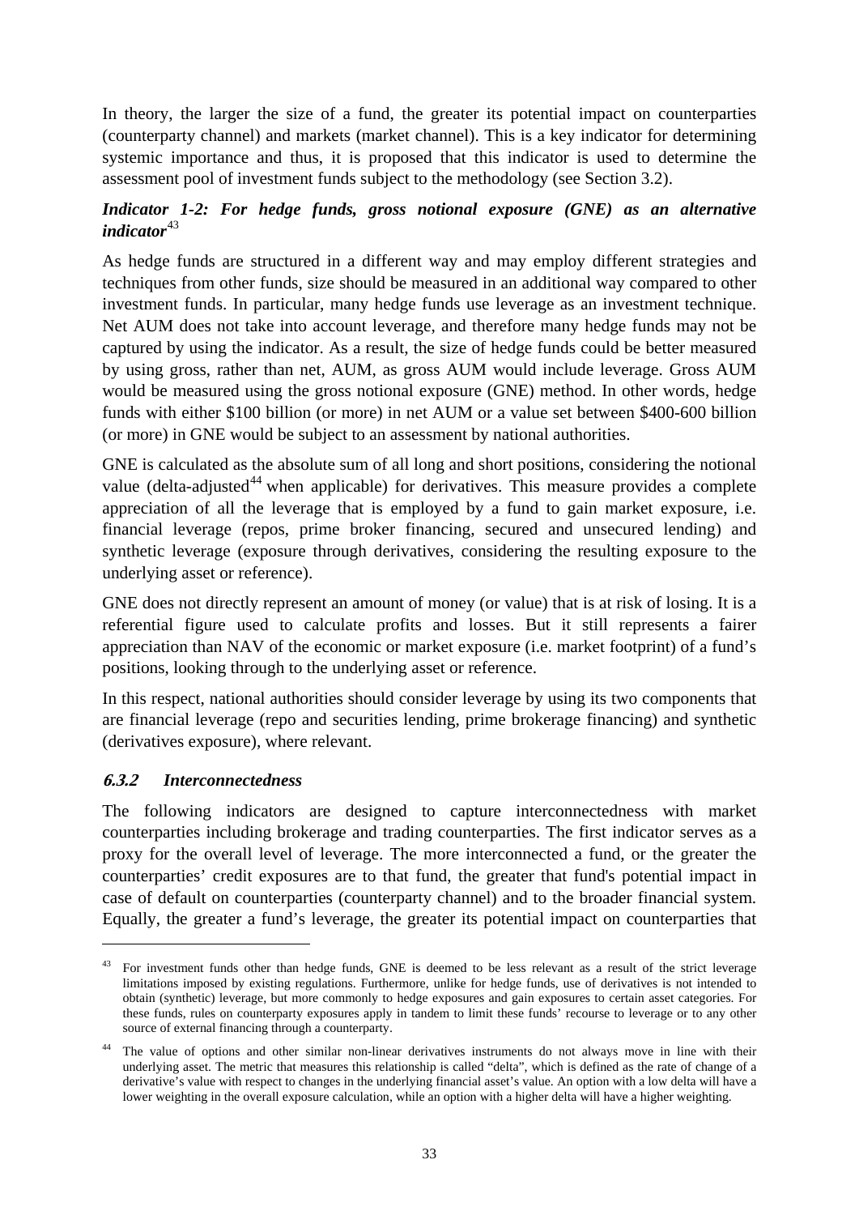In theory, the larger the size of a fund, the greater its potential impact on counterparties (counterparty channel) and markets (market channel). This is a key indicator for determining systemic importance and thus, it is proposed that this indicator is used to determine the assessment pool of investment funds subject to the methodology (see Section 3.2).

***Indicator 1-2: For hedge funds, gross notional exposure (GNE) as an alternative indicator***[43]

As hedge funds are structured in a different way and may employ different strategies and techniques from other funds, size should be measured in an additional way compared to other investment funds. In particular, many hedge funds use leverage as an investment technique. Net AUM does not take into account leverage, and therefore many hedge funds may not be captured by using the indicator. As a result, the size of hedge funds could be better measured by using gross, rather than net, AUM, as gross AUM would include leverage. Gross AUM would be measured using the gross notional exposure (GNE) method. In other words, hedge funds with either $100 billion (or more) in net AUM or a value set between $400-600 billion (or more) in GNE would be subject to an assessment by national authorities.

GNE is calculated as the absolute sum of all long and short positions, considering the notional value (delta-adjusted[44] when applicable) for derivatives. This measure provides a complete appreciation of all the leverage that is employed by a fund to gain market exposure, i.e. financial leverage (repos, prime broker financing, secured and unsecured lending) and synthetic leverage (exposure through derivatives, considering the resulting exposure to the underlying asset or reference).

GNE does not directly represent an amount of money (or value) that is at risk of losing. It is a referential figure used to calculate profits and losses. But it still represents a fairer appreciation than NAV of the economic or market exposure (i.e. market footprint) of a fund's positions, looking through to the underlying asset or reference.

In this respect, national authorities should consider leverage by using its two components that are financial leverage (repo and securities lending, prime brokerage financing) and synthetic (derivatives exposure), where relevant.

### *6.3.2 Interconnectedness*

The following indicators are designed to capture interconnectedness with market counterparties including brokerage and trading counterparties. The first indicator serves as a proxy for the overall level of leverage. The more interconnected a fund, or the greater the counterparties' credit exposures are to that fund, the greater that fund's potential impact in case of default on counterparties (counterparty channel) and to the broader financial system. Equally, the greater a fund's leverage, the greater its potential impact on counterparties that

---

[43] For investment funds other than hedge funds, GNE is deemed to be less relevant as a result of the strict leverage limitations imposed by existing regulations. Furthermore, unlike for hedge funds, use of derivatives is not intended to obtain (synthetic) leverage, but more commonly to hedge exposures and gain exposures to certain asset categories. For these funds, rules on counterparty exposures apply in tandem to limit these funds' recourse to leverage or to any other source of external financing through a counterparty.

[44] The value of options and other similar non-linear derivatives instruments do not always move in line with their underlying asset. The metric that measures this relationship is called "delta", which is defined as the rate of change of a derivative's value with respect to changes in the underlying financial asset's value. An option with a low delta will have a lower weighting in the overall exposure calculation, while an option with a higher delta will have a higher weighting.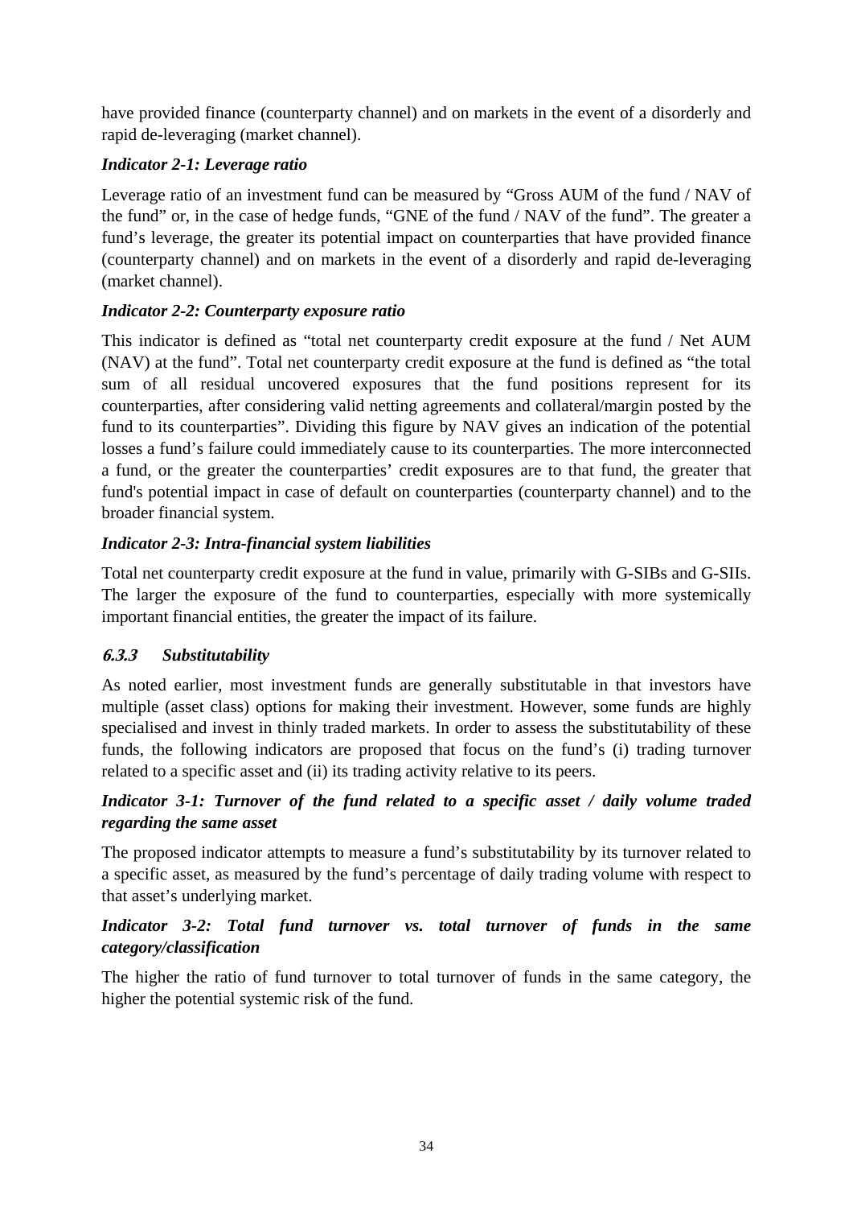have provided finance (counterparty channel) and on markets in the event of a disorderly and rapid de-leveraging (market channel).

***Indicator 2-1: Leverage ratio***

Leverage ratio of an investment fund can be measured by "Gross AUM of the fund / NAV of the fund" or, in the case of hedge funds, "GNE of the fund / NAV of the fund". The greater a fund's leverage, the greater its potential impact on counterparties that have provided finance (counterparty channel) and on markets in the event of a disorderly and rapid de-leveraging (market channel).

***Indicator 2-2: Counterparty exposure ratio***

This indicator is defined as "total net counterparty credit exposure at the fund / Net AUM (NAV) at the fund". Total net counterparty credit exposure at the fund is defined as "the total sum of all residual uncovered exposures that the fund positions represent for its counterparties, after considering valid netting agreements and collateral/margin posted by the fund to its counterparties". Dividing this figure by NAV gives an indication of the potential losses a fund's failure could immediately cause to its counterparties. The more interconnected a fund, or the greater the counterparties' credit exposures are to that fund, the greater that fund's potential impact in case of default on counterparties (counterparty channel) and to the broader financial system.

***Indicator 2-3: Intra-financial system liabilities***

Total net counterparty credit exposure at the fund in value, primarily with G-SIBs and G-SIIs. The larger the exposure of the fund to counterparties, especially with more systemically important financial entities, the greater the impact of its failure.

### *6.3.3 Substitutability*

As noted earlier, most investment funds are generally substitutable in that investors have multiple (asset class) options for making their investment. However, some funds are highly specialised and invest in thinly traded markets. In order to assess the substitutability of these funds, the following indicators are proposed that focus on the fund's (i) trading turnover related to a specific asset and (ii) its trading activity relative to its peers.

***Indicator 3-1: Turnover of the fund related to a specific asset / daily volume traded regarding the same asset***

The proposed indicator attempts to measure a fund's substitutability by its turnover related to a specific asset, as measured by the fund's percentage of daily trading volume with respect to that asset's underlying market.

***Indicator 3-2: Total fund turnover vs. total turnover of funds in the same category/classification***

The higher the ratio of fund turnover to total turnover of funds in the same category, the higher the potential systemic risk of the fund.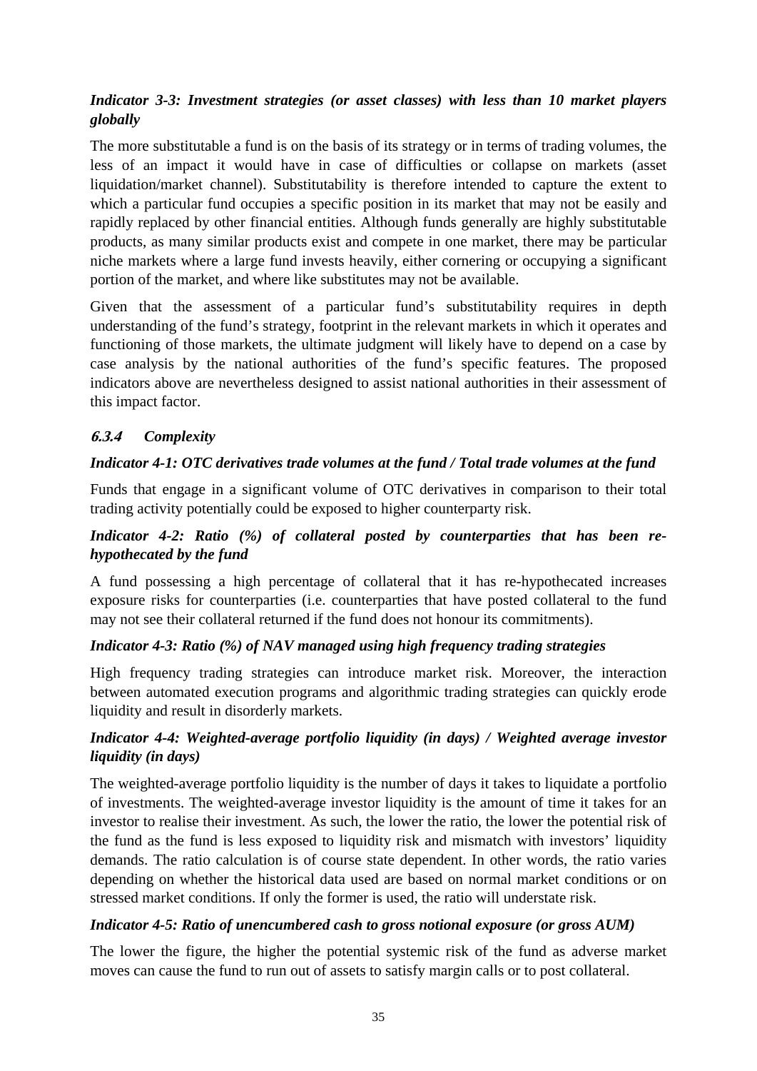*Indicator 3-3: Investment strategies (or asset classes) with less than 10 market players globally*

The more substitutable a fund is on the basis of its strategy or in terms of trading volumes, the less of an impact it would have in case of difficulties or collapse on markets (asset liquidation/market channel). Substitutability is therefore intended to capture the extent to which a particular fund occupies a specific position in its market that may not be easily and rapidly replaced by other financial entities. Although funds generally are highly substitutable products, as many similar products exist and compete in one market, there may be particular niche markets where a large fund invests heavily, either cornering or occupying a significant portion of the market, and where like substitutes may not be available.

Given that the assessment of a particular fund's substitutability requires in depth understanding of the fund's strategy, footprint in the relevant markets in which it operates and functioning of those markets, the ultimate judgment will likely have to depend on a case by case analysis by the national authorities of the fund's specific features. The proposed indicators above are nevertheless designed to assist national authorities in their assessment of this impact factor.

### 6.3.4 Complexity

*Indicator 4-1: OTC derivatives trade volumes at the fund / Total trade volumes at the fund*

Funds that engage in a significant volume of OTC derivatives in comparison to their total trading activity potentially could be exposed to higher counterparty risk.

*Indicator 4-2: Ratio (%) of collateral posted by counterparties that has been re-hypothecated by the fund*

A fund possessing a high percentage of collateral that it has re-hypothecated increases exposure risks for counterparties (i.e. counterparties that have posted collateral to the fund may not see their collateral returned if the fund does not honour its commitments).

*Indicator 4-3: Ratio (%) of NAV managed using high frequency trading strategies*

High frequency trading strategies can introduce market risk. Moreover, the interaction between automated execution programs and algorithmic trading strategies can quickly erode liquidity and result in disorderly markets.

*Indicator 4-4: Weighted-average portfolio liquidity (in days) / Weighted average investor liquidity (in days)*

The weighted-average portfolio liquidity is the number of days it takes to liquidate a portfolio of investments. The weighted-average investor liquidity is the amount of time it takes for an investor to realise their investment. As such, the lower the ratio, the lower the potential risk of the fund as the fund is less exposed to liquidity risk and mismatch with investors' liquidity demands. The ratio calculation is of course state dependent. In other words, the ratio varies depending on whether the historical data used are based on normal market conditions or on stressed market conditions. If only the former is used, the ratio will understate risk.

*Indicator 4-5: Ratio of unencumbered cash to gross notional exposure (or gross AUM)*

The lower the figure, the higher the potential systemic risk of the fund as adverse market moves can cause the fund to run out of assets to satisfy margin calls or to post collateral.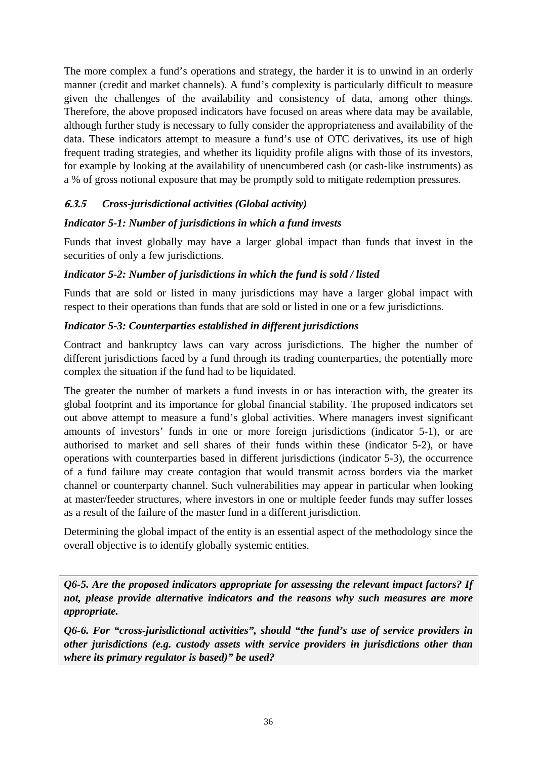The more complex a fund's operations and strategy, the harder it is to unwind in an orderly manner (credit and market channels). A fund's complexity is particularly difficult to measure given the challenges of the availability and consistency of data, among other things. Therefore, the above proposed indicators have focused on areas where data may be available, although further study is necessary to fully consider the appropriateness and availability of the data. These indicators attempt to measure a fund's use of OTC derivatives, its use of high frequent trading strategies, and whether its liquidity profile aligns with those of its investors, for example by looking at the availability of unencumbered cash (or cash-like instruments) as a % of gross notional exposure that may be promptly sold to mitigate redemption pressures.

### *6.3.5 Cross-jurisdictional activities (Global activity)*

***Indicator 5-1: Number of jurisdictions in which a fund invests***

Funds that invest globally may have a larger global impact than funds that invest in the securities of only a few jurisdictions.

***Indicator 5-2: Number of jurisdictions in which the fund is sold / listed***

Funds that are sold or listed in many jurisdictions may have a larger global impact with respect to their operations than funds that are sold or listed in one or a few jurisdictions.

***Indicator 5-3: Counterparties established in different jurisdictions***

Contract and bankruptcy laws can vary across jurisdictions. The higher the number of different jurisdictions faced by a fund through its trading counterparties, the potentially more complex the situation if the fund had to be liquidated.

The greater the number of markets a fund invests in or has interaction with, the greater its global footprint and its importance for global financial stability. The proposed indicators set out above attempt to measure a fund's global activities. Where managers invest significant amounts of investors' funds in one or more foreign jurisdictions (indicator 5-1), or are authorised to market and sell shares of their funds within these (indicator 5-2), or have operations with counterparties based in different jurisdictions (indicator 5-3), the occurrence of a fund failure may create contagion that would transmit across borders via the market channel or counterparty channel. Such vulnerabilities may appear in particular when looking at master/feeder structures, where investors in one or multiple feeder funds may suffer losses as a result of the failure of the master fund in a different jurisdiction.

Determining the global impact of the entity is an essential aspect of the methodology since the overall objective is to identify globally systemic entities.

***Q6-5. Are the proposed indicators appropriate for assessing the relevant impact factors? If not, please provide alternative indicators and the reasons why such measures are more appropriate.***

***Q6-6. For "cross-jurisdictional activities", should "the fund's use of service providers in other jurisdictions (e.g. custody assets with service providers in jurisdictions other than where its primary regulator is based)" be used?***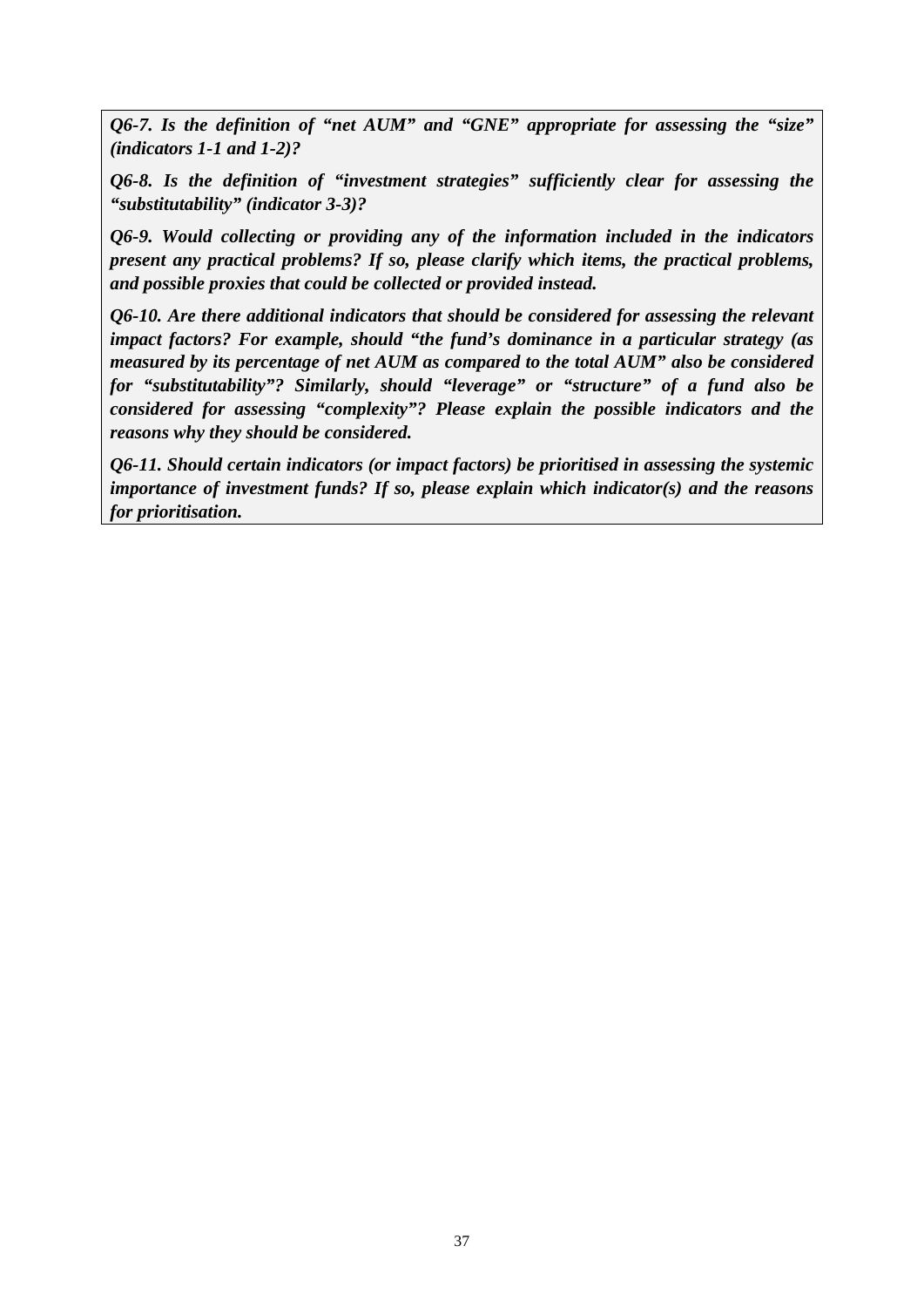***Q6-7. Is the definition of "net AUM" and "GNE" appropriate for assessing the "size" (indicators 1-1 and 1-2)?***

***Q6-8. Is the definition of "investment strategies" sufficiently clear for assessing the "substitutability" (indicator 3-3)?***

***Q6-9. Would collecting or providing any of the information included in the indicators present any practical problems? If so, please clarify which items, the practical problems, and possible proxies that could be collected or provided instead.***

***Q6-10. Are there additional indicators that should be considered for assessing the relevant impact factors? For example, should "the fund's dominance in a particular strategy (as measured by its percentage of net AUM as compared to the total AUM" also be considered for "substitutability"? Similarly, should "leverage" or "structure" of a fund also be considered for assessing "complexity"? Please explain the possible indicators and the reasons why they should be considered.***

***Q6-11. Should certain indicators (or impact factors) be prioritised in assessing the systemic importance of investment funds? If so, please explain which indicator(s) and the reasons for prioritisation.***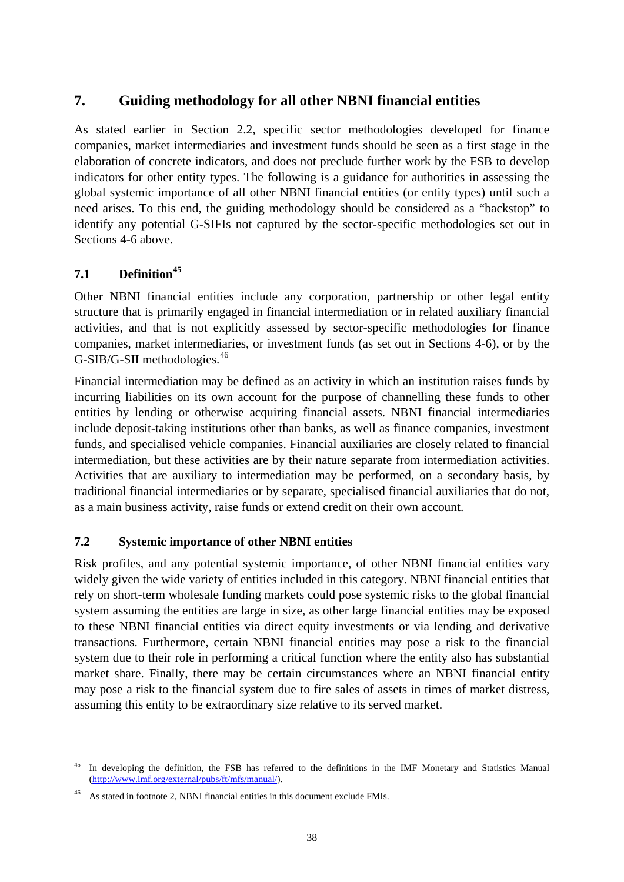## 7. Guiding methodology for all other NBNI financial entities

As stated earlier in Section 2.2, specific sector methodologies developed for finance companies, market intermediaries and investment funds should be seen as a first stage in the elaboration of concrete indicators, and does not preclude further work by the FSB to develop indicators for other entity types. The following is a guidance for authorities in assessing the global systemic importance of all other NBNI financial entities (or entity types) until such a need arises. To this end, the guiding methodology should be considered as a "backstop" to identify any potential G-SIFIs not captured by the sector-specific methodologies set out in Sections 4-6 above.

### 7.1 Definition[45]

Other NBNI financial entities include any corporation, partnership or other legal entity structure that is primarily engaged in financial intermediation or in related auxiliary financial activities, and that is not explicitly assessed by sector-specific methodologies for finance companies, market intermediaries, or investment funds (as set out in Sections 4-6), or by the G-SIB/G-SII methodologies.[46]

Financial intermediation may be defined as an activity in which an institution raises funds by incurring liabilities on its own account for the purpose of channelling these funds to other entities by lending or otherwise acquiring financial assets. NBNI financial intermediaries include deposit-taking institutions other than banks, as well as finance companies, investment funds, and specialised vehicle companies. Financial auxiliaries are closely related to financial intermediation, but these activities are by their nature separate from intermediation activities. Activities that are auxiliary to intermediation may be performed, on a secondary basis, by traditional financial intermediaries or by separate, specialised financial auxiliaries that do not, as a main business activity, raise funds or extend credit on their own account.

### 7.2 Systemic importance of other NBNI entities

Risk profiles, and any potential systemic importance, of other NBNI financial entities vary widely given the wide variety of entities included in this category. NBNI financial entities that rely on short-term wholesale funding markets could pose systemic risks to the global financial system assuming the entities are large in size, as other large financial entities may be exposed to these NBNI financial entities via direct equity investments or via lending and derivative transactions. Furthermore, certain NBNI financial entities may pose a risk to the financial system due to their role in performing a critical function where the entity also has substantial market share. Finally, there may be certain circumstances where an NBNI financial entity may pose a risk to the financial system due to fire sales of assets in times of market distress, assuming this entity to be extraordinary size relative to its served market.

---

[45] In developing the definition, the FSB has referred to the definitions in the IMF Monetary and Statistics Manual (http://www.imf.org/external/pubs/ft/mfs/manual/).

[46] As stated in footnote 2, NBNI financial entities in this document exclude FMIs.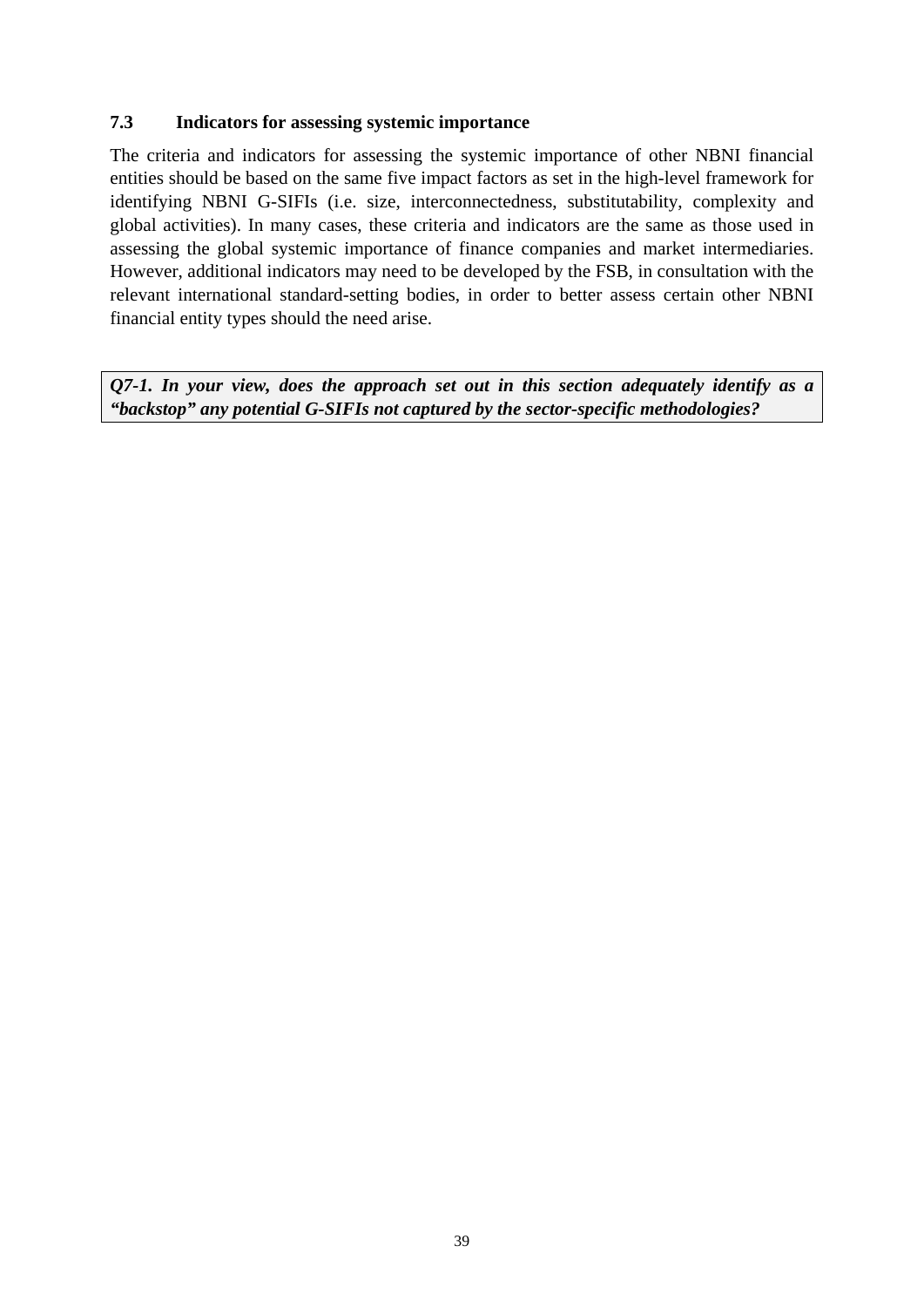### 7.3 Indicators for assessing systemic importance

The criteria and indicators for assessing the systemic importance of other NBNI financial entities should be based on the same five impact factors as set in the high-level framework for identifying NBNI G-SIFIs (i.e. size, interconnectedness, substitutability, complexity and global activities). In many cases, these criteria and indicators are the same as those used in assessing the global systemic importance of finance companies and market intermediaries. However, additional indicators may need to be developed by the FSB, in consultation with the relevant international standard-setting bodies, in order to better assess certain other NBNI financial entity types should the need arise.

***Q7-1. In your view, does the approach set out in this section adequately identify as a "backstop" any potential G-SIFIs not captured by the sector-specific methodologies?***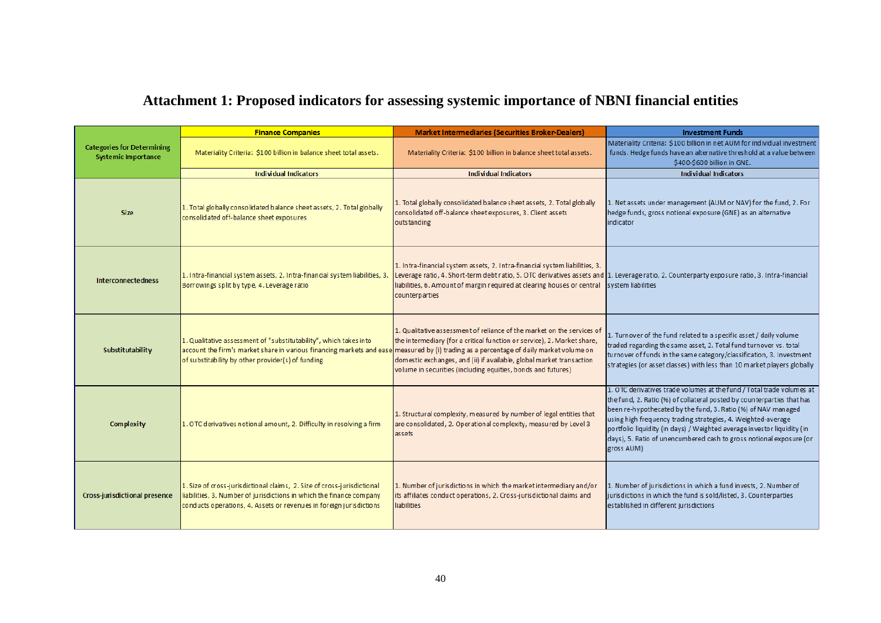## Attachment 1: Proposed indicators for assessing systemic importance of NBNI financial entities

| Categories for Determining Systemic Importance | Finance Companies | Market Intermediaries (Securities Broker-Dealers) | Investment Funds |
|---|---|---|---|
| | Materiality Criteria: $100 billion in balance sheet total assets. | Materiality Criteria: $100 billion in balance sheet total assets. | Materiality Criteria: $100 billion in net AUM for individual investment funds. Hedge funds have an alternative threshold at a value between $400-$600 billion in GNE. |
| | Individual Indicators | Individual Indicators | Individual Indicators |
| Size | 1. Total globally consolidated balance sheet assets, 2. Total globally consolidated off-balance sheet exposures | 1. Total globally consolidated balance sheet assets, 2. Total globally consolidated off-balance sheet exposures, 3. Client assets outstanding | 1. Net assets under management (AUM or NAV) for the fund, 2. For hedge funds, gross notional exposure (GNE) as an alternative indicator |
| Interconnectedness | 1. Intra-financial system assets, 2. Intra-financial system liabilities, 3. Borrowings split by type. 4. Leverage ratio | 1. Intra-financial system assets, 2. Intra-financial system liabilities, 3. Leverage ratio, 4. Short-term debt ratio, 5. OTC derivatives assets and liabilities, 6. Amount of margin required at clearing houses or central counterparties | 1. Leverage ratio, 2. Counterparty exposure ratio, 3. Intra-financial system liabilities |
| Substitutability | 1. Qualitative assessment of "substitutability", which takes into account the firm's market share in various financing markets and ease of substitability by other provider(s) of funding | 1. Qualitative assessment of reliance of the market on the services of the intermediary (for a critical function or service), 2. Market share, measured by (i) trading as a percentage of daily market volume on domestic exchanges, and (ii) if available, global market transaction volume in securities (including equities, bonds and futures) | 1. Turnover of the fund related to a specific asset / daily volume traded regarding the same asset, 2. Total fund turnover vs. total turnover of funds in the same category/classification, 3. Investment strategies (or asset classes) with less than 10 market players globally |
| Complexity | 1. OTC derivatives notional amount, 2. Difficulty in resolving a firm | 1. Structural complexity, measured by number of legal entities that are consolidated, 2. Operational complexity, measured by Level 3 assets | 1. OTC derivatives trade volumes at the fund / Total trade volumes at the fund, 2. Ratio (%) of collateral posted by counterparties that has been re-hypothecated by the fund, 3. Ratio (%) of NAV managed using high frequency trading strategies, 4. Weighted-average portfolio liquidity (in days) / Weighted average investor liquidity (in days), 5. Ratio of unencumbered cash to gross notional exposure (or gross AUM) |
| Cross-jurisdictional presence | 1. Size of cross-jurisdictional claims, 2. Size of cross-jurisdictional liabilities, 3. Number of jurisdictions in which the finance company conducts operations, 4. Assets or revenues in foreign jurisdictions | 1. Number of jurisdictions in which the market intermediary and/or its affiliates conduct operations, 2. Cross-jurisdictional claims and liabilities | 1. Number of jurisdictions in which a fund invests, 2. Number of jurisdictions in which the fund is sold/listed, 3. Counterparties established in different jurisdictions |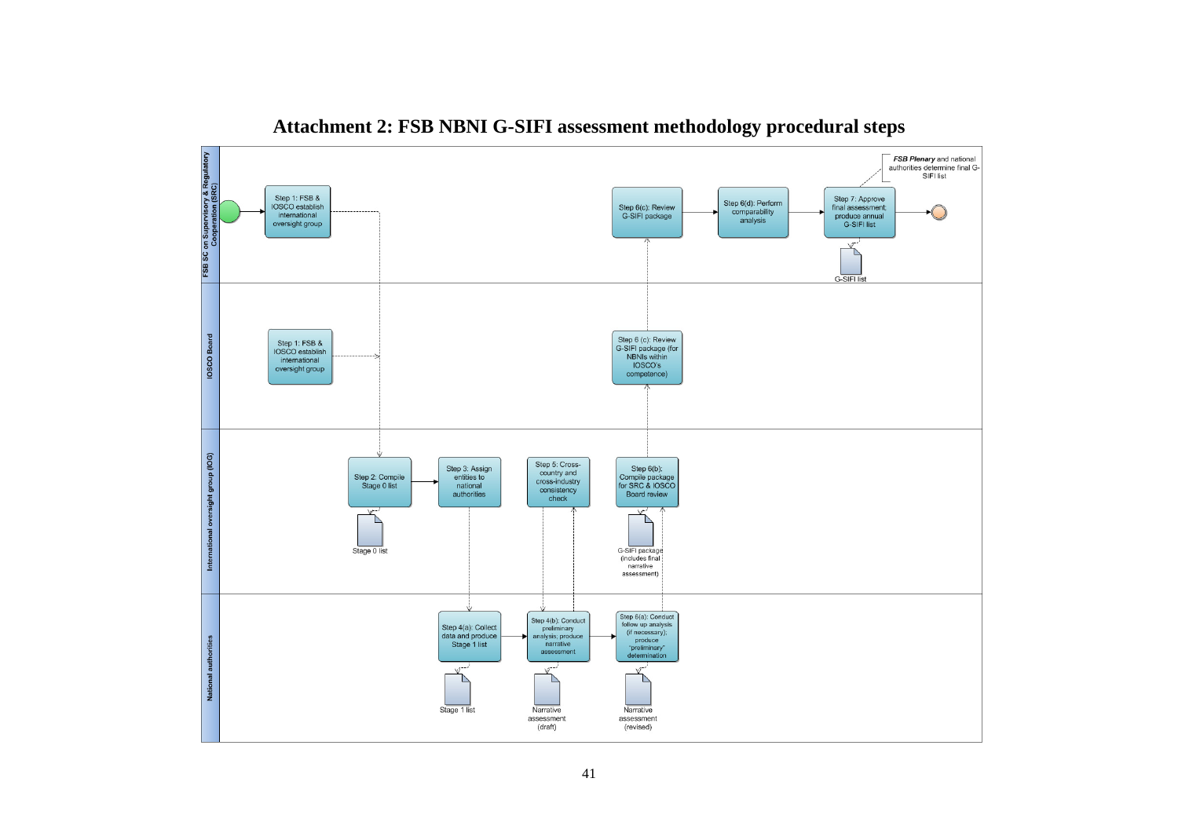# Attachment 2: FSB NBNI G-SIFI assessment methodology procedural steps

FSB SC on Supervisory & Regulatory Cooperation (SRC)

Step 1: FSB & IOSCO establish international oversight group

Step 6(c): Review G-SIFI package

Step 6(d): Perform comparability analysis

Step 7: Approve final assessment; produce annual G-SIFI list

***FSB Plenary*** and national authorities determine final G-SIFI list

G-SIFI list

IOSCO Board

Step 1: FSB & IOSCO establish international oversight group

Step 6 (c): Review G-SIFI package (for NBNIs within IOSCO's competence)

International oversight group (IOG)

Step 2: Compile Stage 0 list

Stage 0 list

Step 3: Assign entities to national authorities

Step 5: Cross-country and cross-industry consistency check

Step 6(b): Compile package for SRC & IOSCO Board review

G-SIFI package (includes final narrative assessment)

National authorities

Step 4(a): Collect data and produce Stage 1 list

Stage 1 list

Step 4(b): Conduct preliminary analysis; produce narrative assessment

Narrative assessment (draft)

Step 6(a): Conduct follow up analysis (if necessary); produce "preliminary" determination

Narrative assessment (revised)